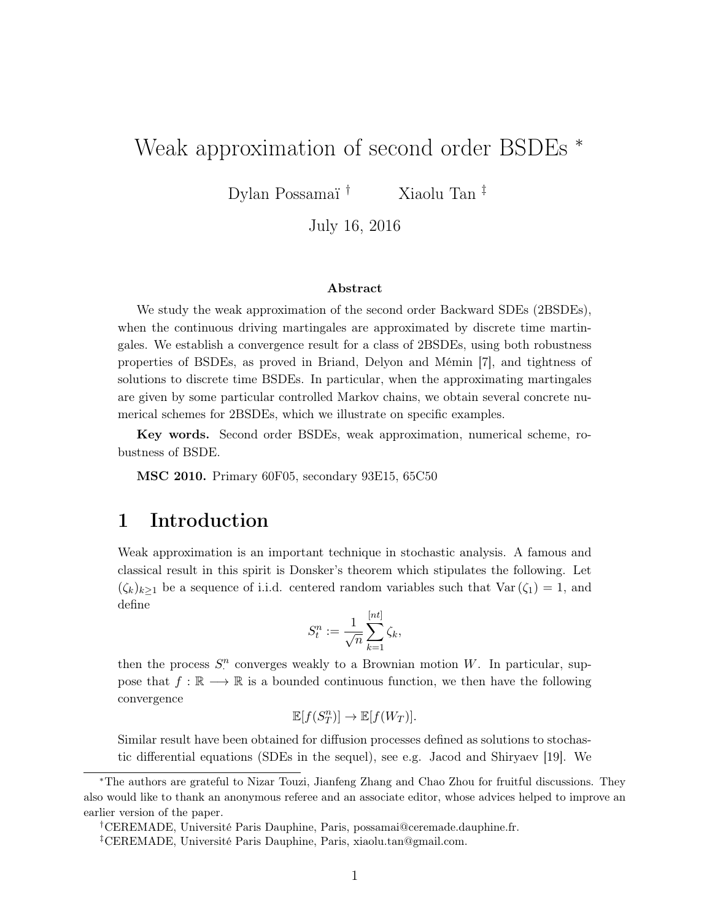# Weak approximation of second order BSDEs *

Dylan Possamaï [†] Xiaolu Tan [‡]

July 16, 2016

**Abstract**

We study the weak approximation of the second order Backward SDEs (2BSDEs), when the continuous driving martingales are approximated by discrete time martingales. We establish a convergence result for a class of 2BSDEs, using both robustness properties of BSDEs, as proved in Briand, Delyon and Mémin [7], and tightness of solutions to discrete time BSDEs. In particular, when the approximating martingales are given by some particular controlled Markov chains, we obtain several concrete numerical schemes for 2BSDEs, which we illustrate on specific examples.

**Key words.** Second order BSDEs, weak approximation, numerical scheme, robustness of BSDE.

**MSC 2010.** Primary 60F05, secondary 93E15, 65C50

## 1 Introduction

Weak approximation is an important technique in stochastic analysis. A famous and classical result in this spirit is Donsker's theorem which stipulates the following. Let $(\zeta_k)_{k\geq 1}$ be a sequence of i.i.d. centered random variables such that $\mathrm{Var}(\zeta_1) = 1$, and define

$$S_t^n := \frac{1}{\sqrt{n}} \sum_{k=1}^{[nt]} \zeta_k,$$

then the process $S_\cdot^n$ converges weakly to a Brownian motion $W$. In particular, suppose that $f : \mathbb{R} \longrightarrow \mathbb{R}$ is a bounded continuous function, we then have the following convergence

$$\mathbb{E}[f(S_T^n)] \to \mathbb{E}[f(W_T)].$$

Similar result have been obtained for diffusion processes defined as solutions to stochastic differential equations (SDEs in the sequel), see e.g. Jacod and Shiryaev [19]. We

---

*The authors are grateful to Nizar Touzi, Jianfeng Zhang and Chao Zhou for fruitful discussions. They also would like to thank an anonymous referee and an associate editor, whose advices helped to improve an earlier version of the paper.

†CEREMADE, Université Paris Dauphine, Paris, possamai@ceremade.dauphine.fr.

‡CEREMADE, Université Paris Dauphine, Paris, xiaolu.tan@gmail.com.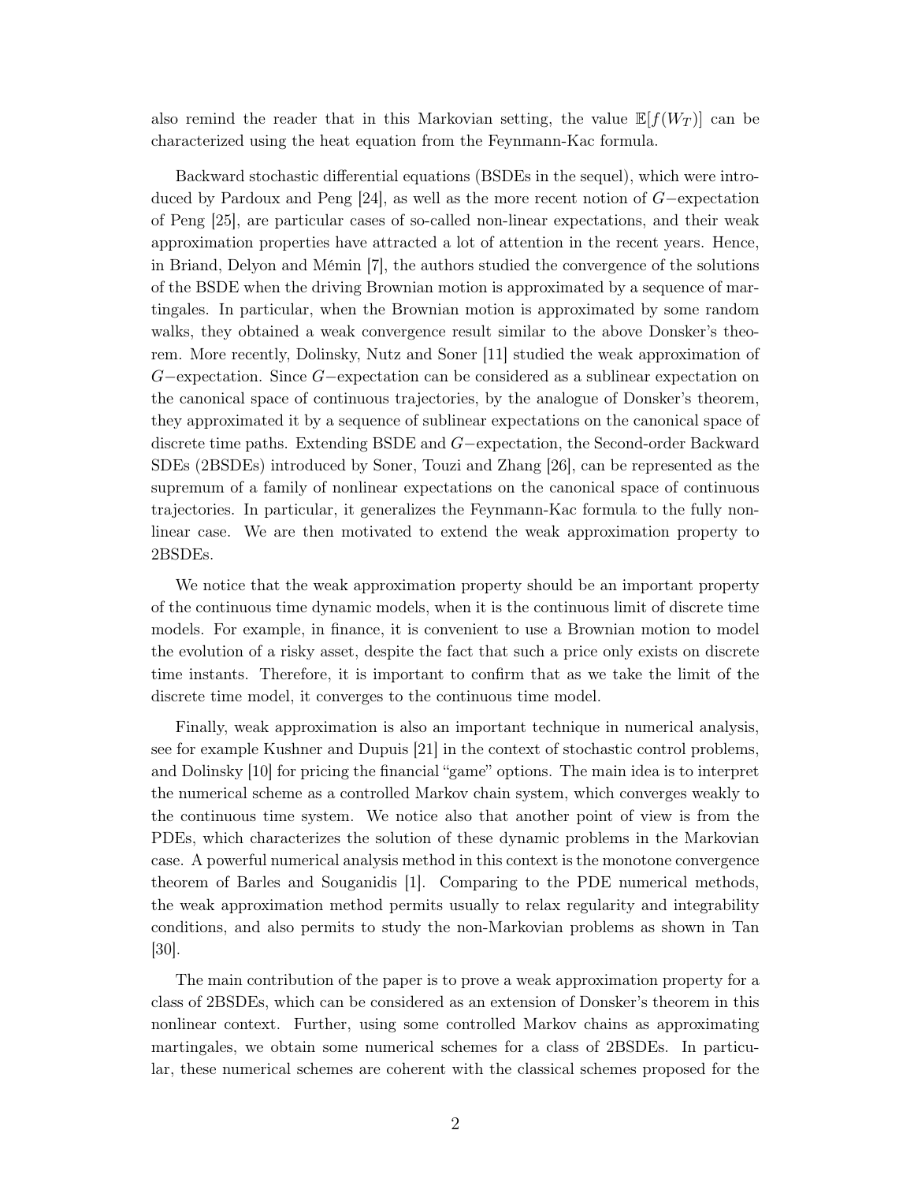also remind the reader that in this Markovian setting, the value $\mathbb{E}[f(W_T)]$ can be characterized using the heat equation from the Feynmann-Kac formula.

Backward stochastic differential equations (BSDEs in the sequel), which were introduced by Pardoux and Peng [24], as well as the more recent notion of $G-$expectation of Peng [25], are particular cases of so-called non-linear expectations, and their weak approximation properties have attracted a lot of attention in the recent years. Hence, in Briand, Delyon and Mémin [7], the authors studied the convergence of the solutions of the BSDE when the driving Brownian motion is approximated by a sequence of martingales. In particular, when the Brownian motion is approximated by some random walks, they obtained a weak convergence result similar to the above Donsker's theorem. More recently, Dolinsky, Nutz and Soner [11] studied the weak approximation of $G-$expectation. Since $G-$expectation can be considered as a sublinear expectation on the canonical space of continuous trajectories, by the analogue of Donsker's theorem, they approximated it by a sequence of sublinear expectations on the canonical space of discrete time paths. Extending BSDE and $G-$expectation, the Second-order Backward SDEs (2BSDEs) introduced by Soner, Touzi and Zhang [26], can be represented as the supremum of a family of nonlinear expectations on the canonical space of continuous trajectories. In particular, it generalizes the Feynmann-Kac formula to the fully non-linear case. We are then motivated to extend the weak approximation property to 2BSDEs.

We notice that the weak approximation property should be an important property of the continuous time dynamic models, when it is the continuous limit of discrete time models. For example, in finance, it is convenient to use a Brownian motion to model the evolution of a risky asset, despite the fact that such a price only exists on discrete time instants. Therefore, it is important to confirm that as we take the limit of the discrete time model, it converges to the continuous time model.

Finally, weak approximation is also an important technique in numerical analysis, see for example Kushner and Dupuis [21] in the context of stochastic control problems, and Dolinsky [10] for pricing the financial "game" options. The main idea is to interpret the numerical scheme as a controlled Markov chain system, which converges weakly to the continuous time system. We notice also that another point of view is from the PDEs, which characterizes the solution of these dynamic problems in the Markovian case. A powerful numerical analysis method in this context is the monotone convergence theorem of Barles and Souganidis [1]. Comparing to the PDE numerical methods, the weak approximation method permits usually to relax regularity and integrability conditions, and also permits to study the non-Markovian problems as shown in Tan [30].

The main contribution of the paper is to prove a weak approximation property for a class of 2BSDEs, which can be considered as an extension of Donsker's theorem in this nonlinear context. Further, using some controlled Markov chains as approximating martingales, we obtain some numerical schemes for a class of 2BSDEs. In particular, these numerical schemes are coherent with the classical schemes proposed for the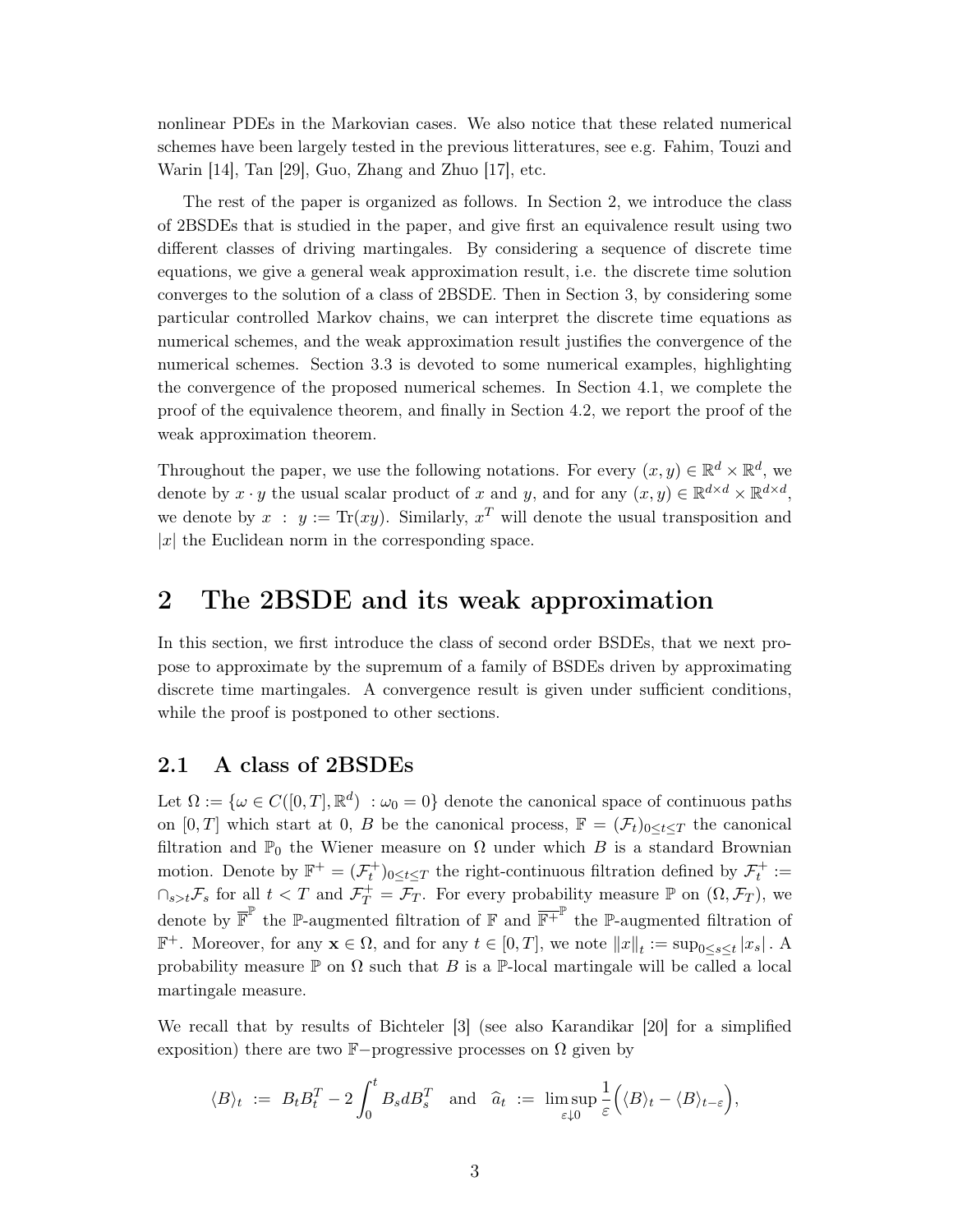nonlinear PDEs in the Markovian cases. We also notice that these related numerical schemes have been largely tested in the previous litteratures, see e.g. Fahim, Touzi and Warin [14], Tan [29], Guo, Zhang and Zhuo [17], etc.

The rest of the paper is organized as follows. In Section 2, we introduce the class of 2BSDEs that is studied in the paper, and give first an equivalence result using two different classes of driving martingales. By considering a sequence of discrete time equations, we give a general weak approximation result, i.e. the discrete time solution converges to the solution of a class of 2BSDE. Then in Section 3, by considering some particular controlled Markov chains, we can interpret the discrete time equations as numerical schemes, and the weak approximation result justifies the convergence of the numerical schemes. Section 3.3 is devoted to some numerical examples, highlighting the convergence of the proposed numerical schemes. In Section 4.1, we complete the proof of the equivalence theorem, and finally in Section 4.2, we report the proof of the weak approximation theorem.

Throughout the paper, we use the following notations. For every $(x, y) \in \mathbb{R}^d \times \mathbb{R}^d$, we denote by $x \cdot y$ the usual scalar product of $x$ and $y$, and for any $(x, y) \in \mathbb{R}^{d\times d} \times \mathbb{R}^{d\times d}$, we denote by $x : y := \mathrm{Tr}(xy)$. Similarly, $x^T$ will denote the usual transposition and $|x|$ the Euclidean norm in the corresponding space.

# 2 The 2BSDE and its weak approximation

In this section, we first introduce the class of second order BSDEs, that we next propose to approximate by the supremum of a family of BSDEs driven by approximating discrete time martingales. A convergence result is given under sufficient conditions, while the proof is postponed to other sections.

## 2.1 A class of 2BSDEs

Let $\Omega := \{\omega \in C([0, T], \mathbb{R}^d) : \omega_0 = 0\}$ denote the canonical space of continuous paths on $[0, T]$ which start at 0, $B$ be the canonical process, $\mathbb{F} = (\mathcal{F}_t)_{0\le t\le T}$ the canonical filtration and $\mathbb{P}_0$ the Wiener measure on $\Omega$ under which $B$ is a standard Brownian motion. Denote by $\mathbb{F}^+ = (\mathcal{F}_t^+)_{0\le t\le T}$ the right-continuous filtration defined by $\mathcal{F}_t^+ := \cap_{s>t}\mathcal{F}_s$ for all $t < T$ and $\mathcal{F}_T^+ = \mathcal{F}_T$. For every probability measure $\mathbb{P}$ on $(\Omega, \mathcal{F}_T)$, we denote by $\overline{\mathbb{F}}^{\mathbb{P}}$ the $\mathbb{P}$-augmented filtration of $\mathbb{F}$ and $\overline{\mathbb{F}^+}^{\mathbb{P}}$ the $\mathbb{P}$-augmented filtration of $\mathbb{F}^+$. Moreover, for any $\mathbf{x} \in \Omega$, and for any $t \in [0, T]$, we note $\|x\|_t := \sup_{0\le s\le t} |x_s|$. A probability measure $\mathbb{P}$ on $\Omega$ such that $B$ is a $\mathbb{P}$-local martingale will be called a local martingale measure.

We recall that by results of Bichteler [3] (see also Karandikar [20] for a simplified exposition) there are two $\mathbb{F}-$progressive processes on $\Omega$ given by

$$\langle B\rangle_t := B_t B_t^T - 2\int_0^t B_s dB_s^T \quad \text{and} \quad \widehat{a}_t := \limsup_{\varepsilon\downarrow 0} \frac{1}{\varepsilon}\Big(\langle B\rangle_t - \langle B\rangle_{t-\varepsilon}\Big),$$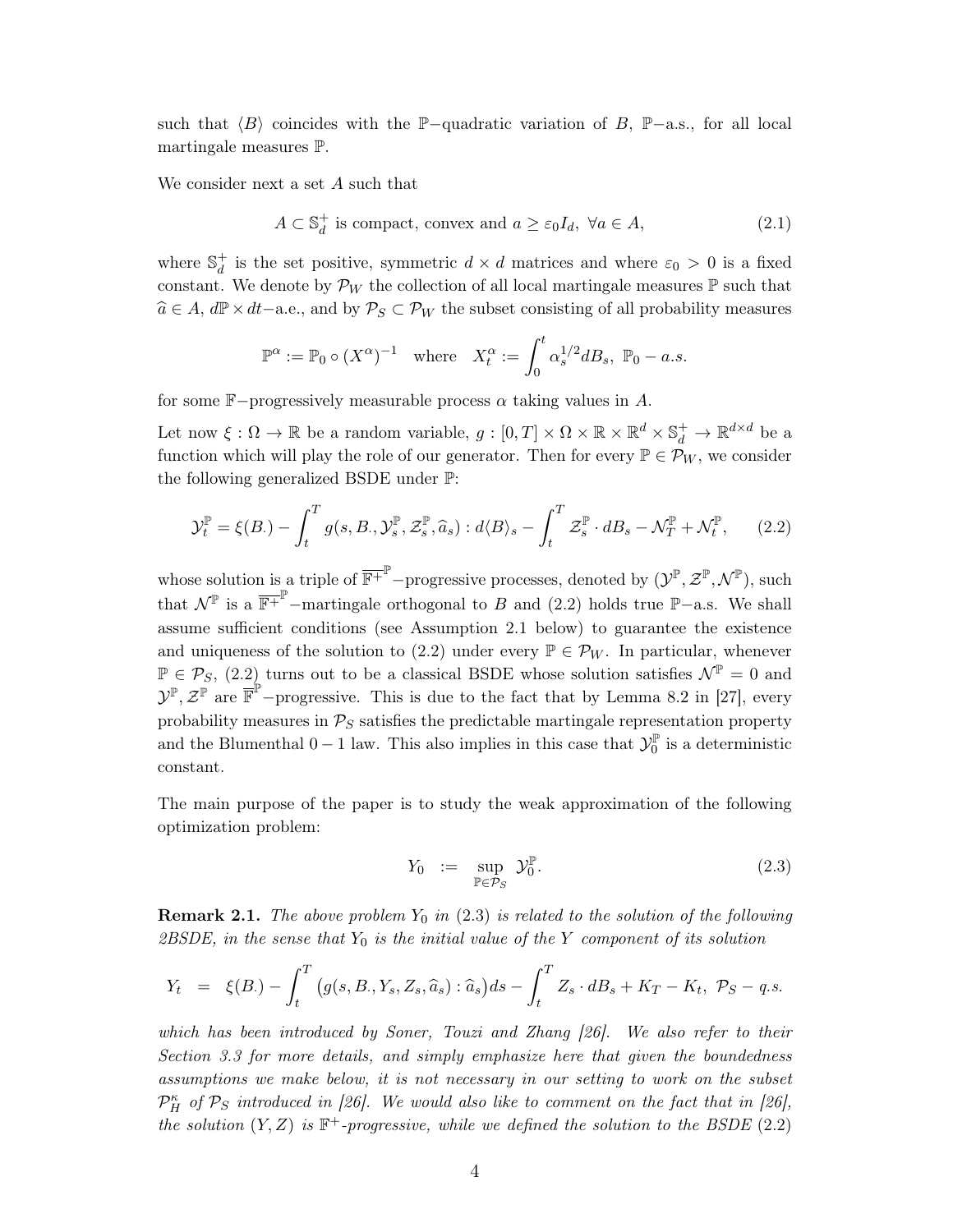such that $\langle B \rangle$ coincides with the $\mathbb{P}-$quadratic variation of $B$, $\mathbb{P}-$a.s., for all local martingale measures $\mathbb{P}$.

We consider next a set $A$ such that

$$A \subset \mathbb{S}_d^+ \text{ is compact, convex and } a \geq \varepsilon_0 I_d, \ \forall a \in A, \tag{2.1}$$

where $\mathbb{S}_d^+$ is the set positive, symmetric $d \times d$ matrices and where $\varepsilon_0 > 0$ is a fixed constant. We denote by $\mathcal{P}_W$ the collection of all local martingale measures $\mathbb{P}$ such that $\widehat{a} \in A$, $d\mathbb{P} \times dt-$a.e., and by $\mathcal{P}_S \subset \mathcal{P}_W$ the subset consisting of all probability measures

$$\mathbb{P}^\alpha := \mathbb{P}_0 \circ (X^\alpha)^{-1} \quad \text{where} \quad X_t^\alpha := \int_0^t \alpha_s^{1/2} dB_s, \ \mathbb{P}_0 - a.s.$$

for some $\mathbb{F}-$progressively measurable process $\alpha$ taking values in $A$.

Let now $\xi : \Omega \to \mathbb{R}$ be a random variable, $g : [0,T] \times \Omega \times \mathbb{R} \times \mathbb{R}^d \times \mathbb{S}_d^+ \to \mathbb{R}^{d \times d}$ be a function which will play the role of our generator. Then for every $\mathbb{P} \in \mathcal{P}_W$, we consider the following generalized BSDE under $\mathbb{P}$:

$$\mathcal{Y}_t^{\mathbb{P}} = \xi(B_\cdot) - \int_t^T g(s, B_\cdot, \mathcal{Y}_s^{\mathbb{P}}, \mathcal{Z}_s^{\mathbb{P}}, \widehat{a}_s) : d\langle B \rangle_s - \int_t^T \mathcal{Z}_s^{\mathbb{P}} \cdot dB_s - \mathcal{N}_T^{\mathbb{P}} + \mathcal{N}_t^{\mathbb{P}}, \tag{2.2}$$

whose solution is a triple of $\overline{\mathbb{F}^+}^{\mathbb{P}}-$progressive processes, denoted by $(\mathcal{Y}^{\mathbb{P}}, \mathcal{Z}^{\mathbb{P}}, \mathcal{N}^{\mathbb{P}})$, such that $\mathcal{N}^{\mathbb{P}}$ is a $\overline{\mathbb{F}^+}^{\mathbb{P}}-$martingale orthogonal to $B$ and (2.2) holds true $\mathbb{P}-$a.s. We shall assume sufficient conditions (see Assumption 2.1 below) to guarantee the existence and uniqueness of the solution to (2.2) under every $\mathbb{P} \in \mathcal{P}_W$. In particular, whenever $\mathbb{P} \in \mathcal{P}_S$, (2.2) turns out to be a classical BSDE whose solution satisfies $\mathcal{N}^{\mathbb{P}} = 0$ and $\mathcal{Y}^{\mathbb{P}}, \mathcal{Z}^{\mathbb{P}}$ are $\overline{\mathbb{F}}^{\mathbb{P}}-$progressive. This is due to the fact that by Lemma 8.2 in [27], every probability measures in $\mathcal{P}_S$ satisfies the predictable martingale representation property and the Blumenthal $0-1$ law. This also implies in this case that $\mathcal{Y}_0^{\mathbb{P}}$ is a deterministic constant.

The main purpose of the paper is to study the weak approximation of the following optimization problem:

$$Y_0 \ := \ \sup_{\mathbb{P} \in \mathcal{P}_S} \mathcal{Y}_0^{\mathbb{P}}. \tag{2.3}$$

**Remark 2.1.** *The above problem $Y_0$ in (2.3) is related to the solution of the following 2BSDE, in the sense that $Y_0$ is the initial value of the $Y$ component of its solution*

$$Y_t \ = \ \xi(B_\cdot) - \int_t^T \big(g(s, B_\cdot, Y_s, Z_s, \widehat{a}_s) : \widehat{a}_s\big) ds - \int_t^T Z_s \cdot dB_s + K_T - K_t, \ \mathcal{P}_S - q.s.$$

*which has been introduced by Soner, Touzi and Zhang [26]. We also refer to their Section 3.3 for more details, and simply emphasize here that given the boundedness assumptions we make below, it is not necessary in our setting to work on the subset $\mathcal{P}_H^\kappa$ of $\mathcal{P}_S$ introduced in [26]. We would also like to comment on the fact that in [26], the solution $(Y, Z)$ is $\mathbb{F}^+$-progressive, while we defined the solution to the BSDE (2.2)*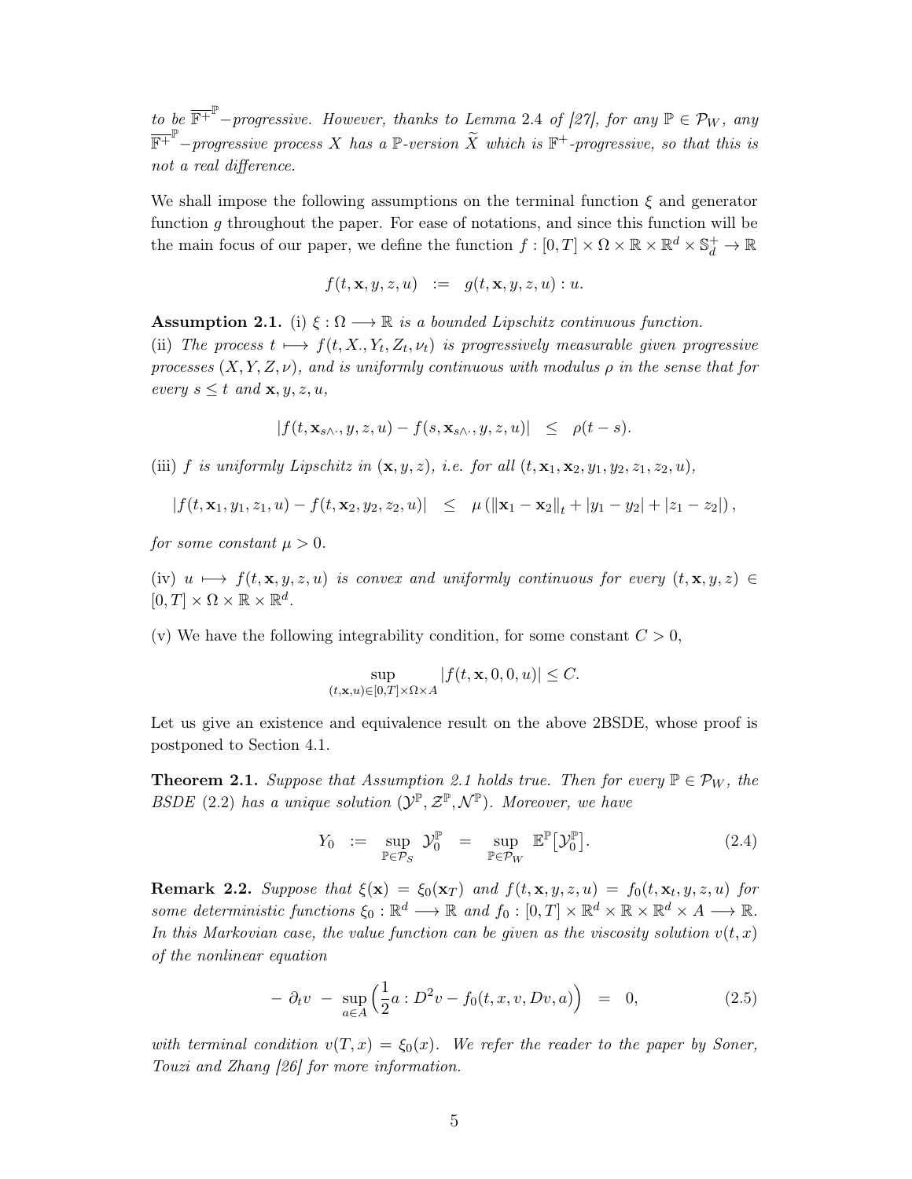*to be* $\overline{\mathbb{F}^+}^{\mathbb{P}}$*−progressive. However, thanks to Lemma 2.4 of [27], for any* $\mathbb{P} \in \mathcal{P}_W$*, any* $\overline{\mathbb{F}^+}^{\mathbb{P}}$*−progressive process* $X$ *has a* $\mathbb{P}$*-version* $\widetilde{X}$ *which is* $\mathbb{F}^+$*-progressive, so that this is not a real difference.*

We shall impose the following assumptions on the terminal function $\xi$ and generator function $g$ throughout the paper. For ease of notations, and since this function will be the main focus of our paper, we define the function $f : [0,T] \times \Omega \times \mathbb{R} \times \mathbb{R}^d \times \mathbb{S}_d^+ \to \mathbb{R}$

$$f(t, \mathbf{x}, y, z, u) \;\; := \;\; g(t, \mathbf{x}, y, z, u) : u.$$

**Assumption 2.1.** (i) $\xi : \Omega \longrightarrow \mathbb{R}$ *is a bounded Lipschitz continuous function.*

(ii) *The process* $t \longmapsto f(t, X_\cdot, Y_t, Z_t, \nu_t)$ *is progressively measurable given progressive processes* $(X, Y, Z, \nu)$*, and is uniformly continuous with modulus* $\rho$ *in the sense that for every* $s \le t$ *and* $\mathbf{x}, y, z, u$*,*

$$|f(t, \mathbf{x}_{s\wedge\cdot}, y, z, u) - f(s, \mathbf{x}_{s\wedge\cdot}, y, z, u)| \;\; \le \;\; \rho(t-s).$$

(iii) $f$ *is uniformly Lipschitz in* $(\mathbf{x}, y, z)$*, i.e. for all* $(t, \mathbf{x}_1, \mathbf{x}_2, y_1, y_2, z_1, z_2, u)$*,*

$$|f(t, \mathbf{x}_1, y_1, z_1, u) - f(t, \mathbf{x}_2, y_2, z_2, u)| \;\; \le \;\; \mu\left(\|\mathbf{x}_1 - \mathbf{x}_2\|_t + |y_1 - y_2| + |z_1 - z_2|\right),$$

*for some constant* $\mu > 0$*.*

(iv) $u \longmapsto f(t, \mathbf{x}, y, z, u)$ *is convex and uniformly continuous for every* $(t, \mathbf{x}, y, z) \in [0,T] \times \Omega \times \mathbb{R} \times \mathbb{R}^d$*.*

(v) We have the following integrability condition, for some constant $C > 0$,

$$\sup_{(t,\mathbf{x},u)\in[0,T]\times\Omega\times A} |f(t, \mathbf{x}, 0, 0, u)| \le C.$$

Let us give an existence and equivalence result on the above 2BSDE, whose proof is postponed to Section 4.1.

**Theorem 2.1.** *Suppose that Assumption 2.1 holds true. Then for every* $\mathbb{P} \in \mathcal{P}_W$*, the BSDE* (2.2) *has a unique solution* $(\mathcal{Y}^{\mathbb{P}}, \mathcal{Z}^{\mathbb{P}}, \mathcal{N}^{\mathbb{P}})$*. Moreover, we have*

$$Y_0 \;\; := \;\; \sup_{\mathbb{P}\in\mathcal{P}_S} \mathcal{Y}_0^{\mathbb{P}} \;\; = \;\; \sup_{\mathbb{P}\in\mathcal{P}_W} \mathbb{E}^{\mathbb{P}}\big[\mathcal{Y}_0^{\mathbb{P}}\big]. \tag{2.4}$$

**Remark 2.2.** *Suppose that* $\xi(\mathbf{x}) = \xi_0(\mathbf{x}_T)$ *and* $f(t, \mathbf{x}, y, z, u) = f_0(t, \mathbf{x}_t, y, z, u)$ *for some deterministic functions* $\xi_0 : \mathbb{R}^d \longrightarrow \mathbb{R}$ *and* $f_0 : [0,T] \times \mathbb{R}^d \times \mathbb{R} \times \mathbb{R}^d \times A \longrightarrow \mathbb{R}$*. In this Markovian case, the value function can be given as the viscosity solution* $v(t,x)$ *of the nonlinear equation*

$$-\,\partial_t v \;-\; \sup_{a\in A}\Big(\frac{1}{2} a : D^2 v - f_0(t, x, v, Dv, a)\Big) \;\; = \;\; 0, \tag{2.5}$$

*with terminal condition* $v(T, x) = \xi_0(x)$*. We refer the reader to the paper by Soner, Touzi and Zhang [26] for more information.*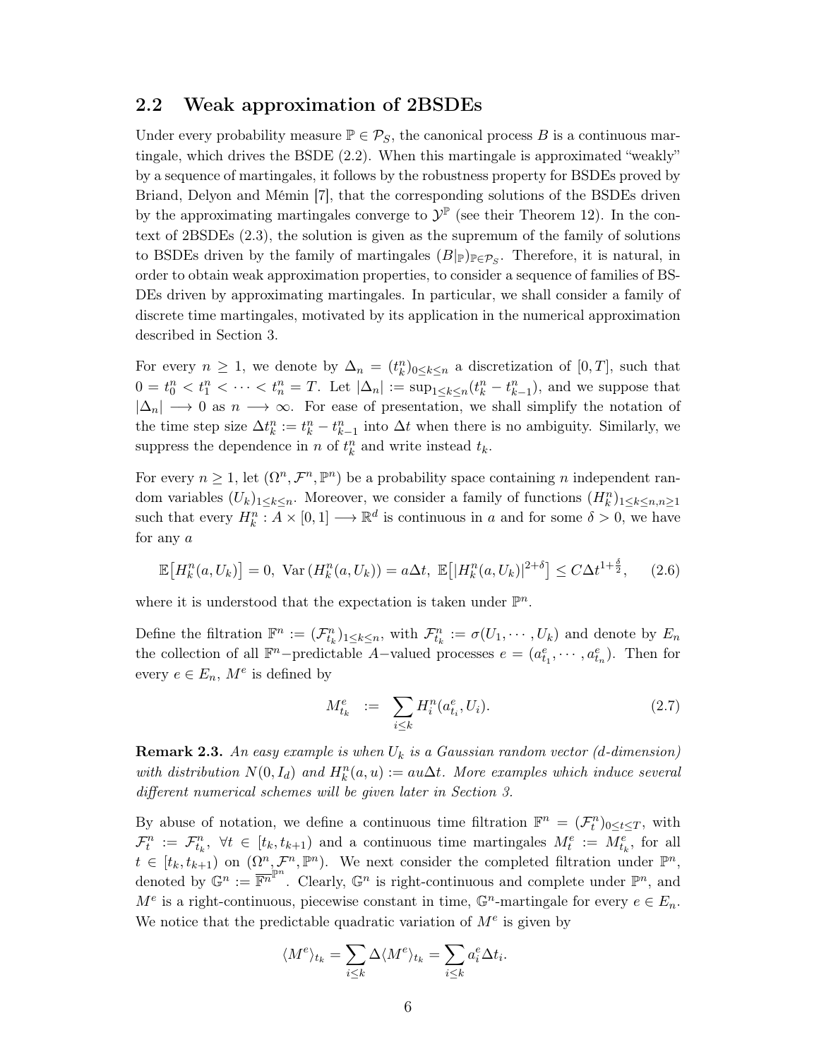## 2.2 Weak approximation of 2BSDEs

Under every probability measure $\mathbb{P} \in \mathcal{P}_S$, the canonical process $B$ is a continuous martingale, which drives the BSDE (2.2). When this martingale is approximated "weakly" by a sequence of martingales, it follows by the robustness property for BSDEs proved by Briand, Delyon and Mémin [7], that the corresponding solutions of the BSDEs driven by the approximating martingales converge to $\mathcal{Y}^{\mathbb{P}}$ (see their Theorem 12). In the context of 2BSDEs (2.3), the solution is given as the supremum of the family of solutions to BSDEs driven by the family of martingales $(B|_{\mathbb{P}})_{\mathbb{P}\in\mathcal{P}_S}$. Therefore, it is natural, in order to obtain weak approximation properties, to consider a sequence of families of BSDEs driven by approximating martingales. In particular, we shall consider a family of discrete time martingales, motivated by its application in the numerical approximation described in Section 3.

For every $n \geq 1$, we denote by $\Delta_n = (t_k^n)_{0\leq k\leq n}$ a discretization of $[0,T]$, such that $0 = t_0^n < t_1^n < \cdots < t_n^n = T$. Let $|\Delta_n| := \sup_{1\leq k\leq n}(t_k^n - t_{k-1}^n)$, and we suppose that $|\Delta_n| \longrightarrow 0$ as $n \longrightarrow \infty$. For ease of presentation, we shall simplify the notation of the time step size $\Delta t_k^n := t_k^n - t_{k-1}^n$ into $\Delta t$ when there is no ambiguity. Similarly, we suppress the dependence in $n$ of $t_k^n$ and write instead $t_k$.

For every $n \geq 1$, let $(\Omega^n, \mathcal{F}^n, \mathbb{P}^n)$ be a probability space containing $n$ independent random variables $(U_k)_{1\leq k\leq n}$. Moreover, we consider a family of functions $(H_k^n)_{1\leq k\leq n, n\geq 1}$ such that every $H_k^n : A \times [0,1] \longrightarrow \mathbb{R}^d$ is continuous in $a$ and for some $\delta > 0$, we have for any $a$

$$\mathbb{E}\big[H_k^n(a,U_k)\big] = 0,\ \mathrm{Var}\left(H_k^n(a,U_k)\right) = a\Delta t,\ \mathbb{E}\big[|H_k^n(a,U_k)|^{2+\delta}\big] \leq C\Delta t^{1+\frac{\delta}{2}}, \tag{2.6}$$

where it is understood that the expectation is taken under $\mathbb{P}^n$.

Define the filtration $\mathbb{F}^n := (\mathcal{F}_{t_k}^n)_{1\leq k\leq n}$, with $\mathcal{F}_{t_k}^n := \sigma(U_1,\cdots,U_k)$ and denote by $E_n$ the collection of all $\mathbb{F}^n-$predictable $A-$valued processes $e = (a_{t_1}^e,\cdots,a_{t_n}^e)$. Then for every $e \in E_n$, $M^e$ is defined by

$$M_{t_k}^e \ := \ \sum_{i\leq k} H_i^n(a_{t_i}^e, U_i). \tag{2.7}$$

**Remark 2.3.** *An easy example is when $U_k$ is a Gaussian random vector (d-dimension) with distribution $N(0,I_d)$ and $H_k^n(a,u) := au\Delta t$. More examples which induce several different numerical schemes will be given later in Section 3.*

By abuse of notation, we define a continuous time filtration $\mathbb{F}^n = (\mathcal{F}_t^n)_{0\leq t\leq T}$, with $\mathcal{F}_t^n := \mathcal{F}_{t_k}^n$, $\forall t \in [t_k, t_{k+1})$ and a continuous time martingales $M_t^e := M_{t_k}^e$, for all $t \in [t_k, t_{k+1})$ on $(\Omega^n, \mathcal{F}^n, \mathbb{P}^n)$. We next consider the completed filtration under $\mathbb{P}^n$, denoted by $\mathbb{G}^n := \overline{\mathbb{F}^n}^{\mathbb{P}^n}$. Clearly, $\mathbb{G}^n$ is right-continuous and complete under $\mathbb{P}^n$, and $M^e$ is a right-continuous, piecewise constant in time, $\mathbb{G}^n$-martingale for every $e \in E_n$. We notice that the predictable quadratic variation of $M^e$ is given by

$$\langle M^e\rangle_{t_k} = \sum_{i\leq k} \Delta\langle M^e\rangle_{t_k} = \sum_{i\leq k} a_i^e \Delta t_i.$$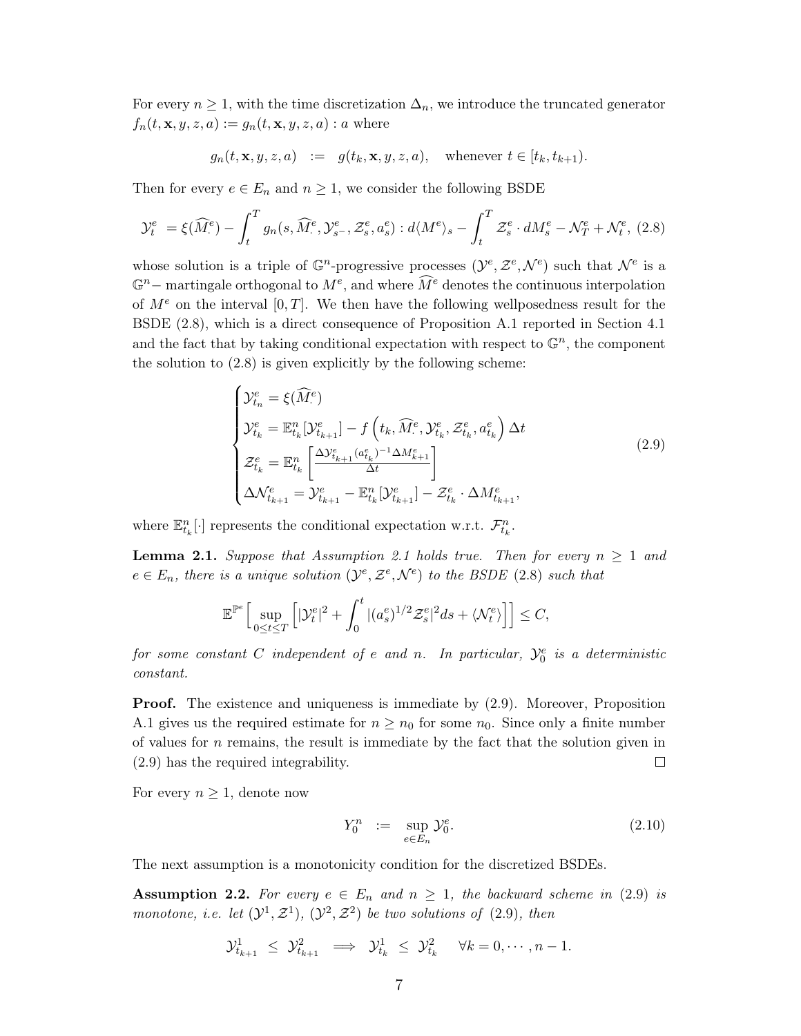For every $n \geq 1$, with the time discretization $\Delta_n$, we introduce the truncated generator $f_n(t, \mathbf{x}, y, z, a) := g_n(t, \mathbf{x}, y, z, a) : a$ where

$$g_n(t, \mathbf{x}, y, z, a) \;\; := \;\; g(t_k, \mathbf{x}, y, z, a), \quad \text{whenever } t \in [t_k, t_{k+1}).$$

Then for every $e \in E_n$ and $n \geq 1$, we consider the following BSDE

$$\mathcal{Y}^e_t \;= \xi(\widehat{M}^e_\cdot) - \int_t^T g_n(s, \widehat{M}^e_\cdot, \mathcal{Y}^e_{s^-}, \mathcal{Z}^e_s, a^e_s) : d\langle M^e \rangle_s - \int_t^T \mathcal{Z}^e_s \cdot dM^e_s - \mathcal{N}^e_T + \mathcal{N}^e_t, \tag{2.8}$$

whose solution is a triple of $\mathbb{G}^n$-progressive processes $(\mathcal{Y}^e, \mathcal{Z}^e, \mathcal{N}^e)$ such that $\mathcal{N}^e$ is a $\mathbb{G}^n-$ martingale orthogonal to $M^e$, and where $\widehat{M}^e$ denotes the continuous interpolation of $M^e$ on the interval $[0, T]$. We then have the following wellposedness result for the BSDE (2.8), which is a direct consequence of Proposition A.1 reported in Section 4.1 and the fact that by taking conditional expectation with respect to $\mathbb{G}^n$, the component the solution to (2.8) is given explicitly by the following scheme:

$$\begin{cases} \mathcal{Y}^e_{t_n} = \xi(\widehat{M}^e_\cdot) \\ \mathcal{Y}^e_{t_k} = \mathbb{E}^n_{t_k}[\mathcal{Y}^e_{t_{k+1}}] - f\left(t_k, \widehat{M}^e_\cdot, \mathcal{Y}^e_{t_k}, \mathcal{Z}^e_{t_k}, a^e_{t_k}\right) \Delta t \\ \mathcal{Z}^e_{t_k} = \mathbb{E}^n_{t_k}\left[\frac{\Delta \mathcal{Y}^e_{t_{k+1}} (a^e_{t_k})^{-1} \Delta M^e_{k+1}}{\Delta t}\right] \\ \Delta \mathcal{N}^e_{t_{k+1}} = \mathcal{Y}^e_{t_{k+1}} - \mathbb{E}^n_{t_k}[\mathcal{Y}^e_{t_{k+1}}] - \mathcal{Z}^e_{t_k} \cdot \Delta M^e_{t_{k+1}}, \end{cases} \tag{2.9}$$

where $\mathbb{E}^n_{t_k}[\cdot]$ represents the conditional expectation w.r.t. $\mathcal{F}^n_{t_k}$.

**Lemma 2.1.** *Suppose that Assumption 2.1 holds true. Then for every $n \geq 1$ and $e \in E_n$, there is a unique solution $(\mathcal{Y}^e, \mathcal{Z}^e, \mathcal{N}^e)$ to the BSDE (2.8) such that*

$$\mathbb{E}^{\mathbb{P}^e}\Big[\sup_{0 \leq t \leq T}\Big[|\mathcal{Y}^e_t|^2 + \int_0^t |(a^e_s)^{1/2} \mathcal{Z}^e_s|^2 ds + \langle \mathcal{N}^e_t \rangle\Big]\Big] \leq C,$$

*for some constant $C$ independent of $e$ and $n$. In particular, $\mathcal{Y}^e_0$ is a deterministic constant.*

**Proof.** The existence and uniqueness is immediate by (2.9). Moreover, Proposition A.1 gives us the required estimate for $n \geq n_0$ for some $n_0$. Since only a finite number of values for $n$ remains, the result is immediate by the fact that the solution given in (2.9) has the required integrability. $\square$

For every $n \geq 1$, denote now

$$Y^n_0 \;\; := \;\; \sup_{e \in E_n} \mathcal{Y}^e_0. \tag{2.10}$$

The next assumption is a monotonicity condition for the discretized BSDEs.

**Assumption 2.2.** *For every $e \in E_n$ and $n \geq 1$, the backward scheme in (2.9) is monotone, i.e. let $(\mathcal{Y}^1, \mathcal{Z}^1)$, $(\mathcal{Y}^2, \mathcal{Z}^2)$ be two solutions of (2.9), then*

$$\mathcal{Y}^1_{t_{k+1}} \;\leq\; \mathcal{Y}^2_{t_{k+1}} \implies \mathcal{Y}^1_{t_k} \;\leq\; \mathcal{Y}^2_{t_k} \quad \forall k = 0, \cdots, n-1.$$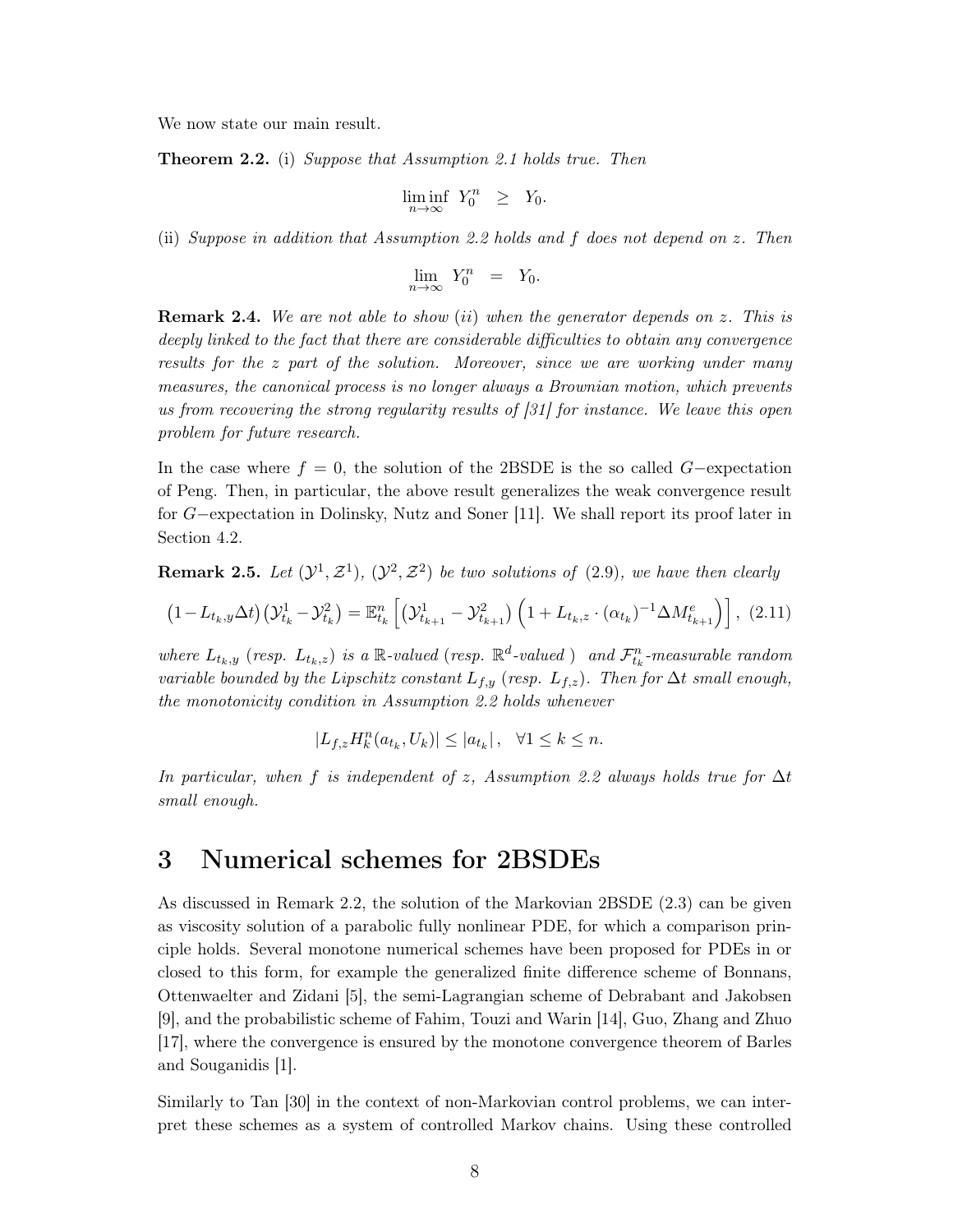We now state our main result.

**Theorem 2.2.** (i) *Suppose that Assumption 2.1 holds true. Then*

$$\liminf_{n\to\infty} \; Y_0^n \;\; \geq \;\; Y_0.$$

(ii) *Suppose in addition that Assumption 2.2 holds and $f$ does not depend on $z$. Then*

$$\lim_{n\to\infty} \; Y_0^n \;\; = \;\; Y_0.$$

**Remark 2.4.** *We are not able to show $(ii)$ when the generator depends on $z$. This is deeply linked to the fact that there are considerable difficulties to obtain any convergence results for the $z$ part of the solution. Moreover, since we are working under many measures, the canonical process is no longer always a Brownian motion, which prevents us from recovering the strong regularity results of [31] for instance. We leave this open problem for future research.*

In the case where $f = 0$, the solution of the 2BSDE is the so called $G-$expectation of Peng. Then, in particular, the above result generalizes the weak convergence result for $G-$expectation in Dolinsky, Nutz and Soner [11]. We shall report its proof later in Section 4.2.

**Remark 2.5.** *Let $(\mathcal{Y}^1, \mathcal{Z}^1)$, $(\mathcal{Y}^2, \mathcal{Z}^2)$ be two solutions of (2.9), we have then clearly*

$$\left(1 - L_{t_k,y}\Delta t\right)\left(\mathcal{Y}^1_{t_k} - \mathcal{Y}^2_{t_k}\right) = \mathbb{E}^n_{t_k}\left[\left(\mathcal{Y}^1_{t_{k+1}} - \mathcal{Y}^2_{t_{k+1}}\right)\left(1 + L_{t_k,z}\cdot(\alpha_{t_k})^{-1}\Delta M^e_{t_{k+1}}\right)\right], \quad (2.11)$$

*where $L_{t_k,y}$ (resp. $L_{t_k,z}$) is a $\mathbb{R}$-valued (resp. $\mathbb{R}^d$-valued ) and $\mathcal{F}^n_{t_k}$-measurable random variable bounded by the Lipschitz constant $L_{f,y}$ (resp. $L_{f,z}$). Then for $\Delta t$ small enough, the monotonicity condition in Assumption 2.2 holds whenever*

$$\left|L_{f,z} H^n_k(a_{t_k}, U_k)\right| \leq \left|a_{t_k}\right|, \quad \forall 1 \leq k \leq n.$$

*In particular, when $f$ is independent of $z$, Assumption 2.2 always holds true for $\Delta t$ small enough.*

# 3 Numerical schemes for 2BSDEs

As discussed in Remark 2.2, the solution of the Markovian 2BSDE (2.3) can be given as viscosity solution of a parabolic fully nonlinear PDE, for which a comparison principle holds. Several monotone numerical schemes have been proposed for PDEs in or closed to this form, for example the generalized finite difference scheme of Bonnans, Ottenwaelter and Zidani [5], the semi-Lagrangian scheme of Debrabant and Jakobsen [9], and the probabilistic scheme of Fahim, Touzi and Warin [14], Guo, Zhang and Zhuo [17], where the convergence is ensured by the monotone convergence theorem of Barles and Souganidis [1].

Similarly to Tan [30] in the context of non-Markovian control problems, we can interpret these schemes as a system of controlled Markov chains. Using these controlled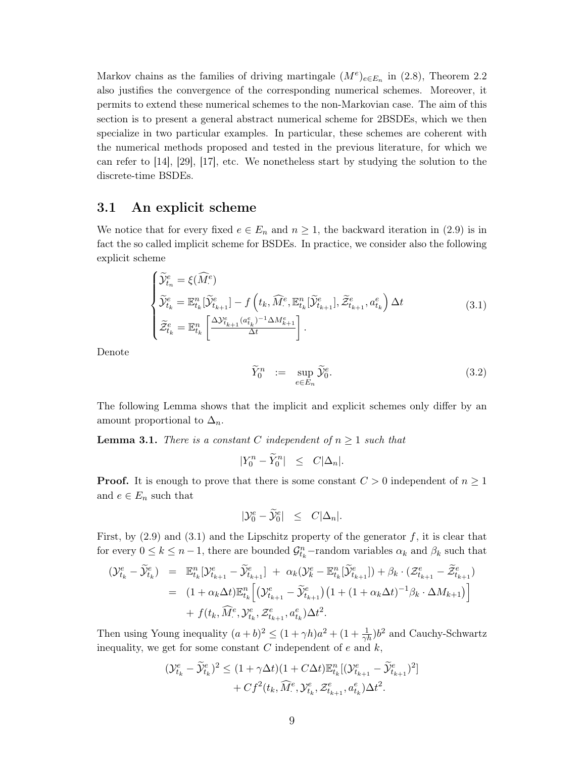Markov chains as the families of driving martingale $(M^e)_{e\in E_n}$ in (2.8), Theorem 2.2 also justifies the convergence of the corresponding numerical schemes. Moreover, it permits to extend these numerical schemes to the non-Markovian case. The aim of this section is to present a general abstract numerical scheme for 2BSDEs, which we then specialize in two particular examples. In particular, these schemes are coherent with the numerical methods proposed and tested in the previous literature, for which we can refer to [14], [29], [17], etc. We nonetheless start by studying the solution to the discrete-time BSDEs.

## 3.1 An explicit scheme

We notice that for every fixed $e \in E_n$ and $n \geq 1$, the backward iteration in (2.9) is in fact the so called implicit scheme for BSDEs. In practice, we consider also the following explicit scheme

$$
\begin{cases}
\widetilde{\mathcal{Y}}^e_{t_n} = \xi(\widehat{M}^e_\cdot) \\
\widetilde{\mathcal{Y}}^e_{t_k} = \mathbb{E}^n_{t_k}[\widetilde{\mathcal{Y}}^e_{t_{k+1}}] - f\left(t_k, \widehat{M}^e_\cdot, \mathbb{E}^n_{t_k}[\widetilde{\mathcal{Y}}^e_{t_{k+1}}], \widetilde{\mathcal{Z}}^e_{t_{k+1}}, a^e_{t_k}\right)\Delta t \\
\widetilde{\mathcal{Z}}^e_{t_k} = \mathbb{E}^n_{t_k}\left[\frac{\Delta \mathcal{Y}^e_{t_{k+1}}(a^e_{t_k})^{-1}\Delta M^e_{k+1}}{\Delta t}\right].
\end{cases}
\tag{3.1}
$$

Denote

$$
\widetilde{Y}^n_0 \quad := \quad \sup_{e\in E_n} \widetilde{\mathcal{Y}}^e_0. \tag{3.2}
$$

The following Lemma shows that the implicit and explicit schemes only differ by an amount proportional to $\Delta_n$.

**Lemma 3.1.** *There is a constant $C$ independent of $n \geq 1$ such that*

$$
|Y^n_0 - \widetilde{Y}^n_0| \quad \leq \quad C|\Delta_n|.
$$

**Proof.** It is enough to prove that there is some constant $C > 0$ independent of $n \geq 1$ and $e \in E_n$ such that

$$
|\mathcal{Y}^e_0 - \widetilde{\mathcal{Y}}^e_0| \quad \leq \quad C|\Delta_n|.
$$

First, by (2.9) and (3.1) and the Lipschitz property of the generator $f$, it is clear that for every $0 \leq k \leq n-1$, there are bounded $\mathcal{G}^n_{t_k}$−random variables $\alpha_k$ and $\beta_k$ such that

$$
\begin{aligned}
(\mathcal{Y}^e_{t_k} - \widetilde{\mathcal{Y}}^e_{t_k}) \quad &= \quad \mathbb{E}^n_{t_k}[\mathcal{Y}^e_{t_{k+1}} - \widetilde{\mathcal{Y}}^e_{t_{k+1}}] \;+\; \alpha_k(\mathcal{Y}^e_k - \mathbb{E}^n_{t_k}[\widetilde{\mathcal{Y}}^e_{t_{k+1}}]) + \beta_k \cdot (\mathcal{Z}^e_{t_{k+1}} - \widetilde{\mathcal{Z}}^e_{t_{k+1}}) \\
&= \quad (1+\alpha_k\Delta t)\mathbb{E}^n_{t_k}\Big[\big(\mathcal{Y}^e_{t_{k+1}} - \widetilde{\mathcal{Y}}^e_{t_{k+1}}\big)\big(1 + (1+\alpha_k\Delta t)^{-1}\beta_k \cdot \Delta M_{k+1}\big)\Big] \\
&\quad\; + \; f(t_k, \widehat{M}^e_\cdot, \mathcal{Y}^e_{t_k}, \mathcal{Z}^e_{t_{k+1}}, a^e_{t_k})\Delta t^2.
\end{aligned}
$$

Then using Young inequality $(a+b)^2 \leq (1+\gamma h)a^2 + (1+\frac{1}{\gamma h})b^2$ and Cauchy-Schwartz inequality, we get for some constant $C$ independent of $e$ and $k$,

$$
\begin{aligned}
(\mathcal{Y}^e_{t_k} - \widetilde{\mathcal{Y}}^e_{t_k})^2 \leq (1+\gamma\Delta t)(1+C\Delta t)\mathbb{E}^n_{t_k}[(\mathcal{Y}^e_{t_{k+1}} - \widetilde{\mathcal{Y}}^e_{t_{k+1}})^2] \\
+ Cf^2(t_k, \widehat{M}^e_\cdot, \mathcal{Y}^e_{t_k}, \mathcal{Z}^e_{t_{k+1}}, a^e_{t_k})\Delta t^2.
\end{aligned}
$$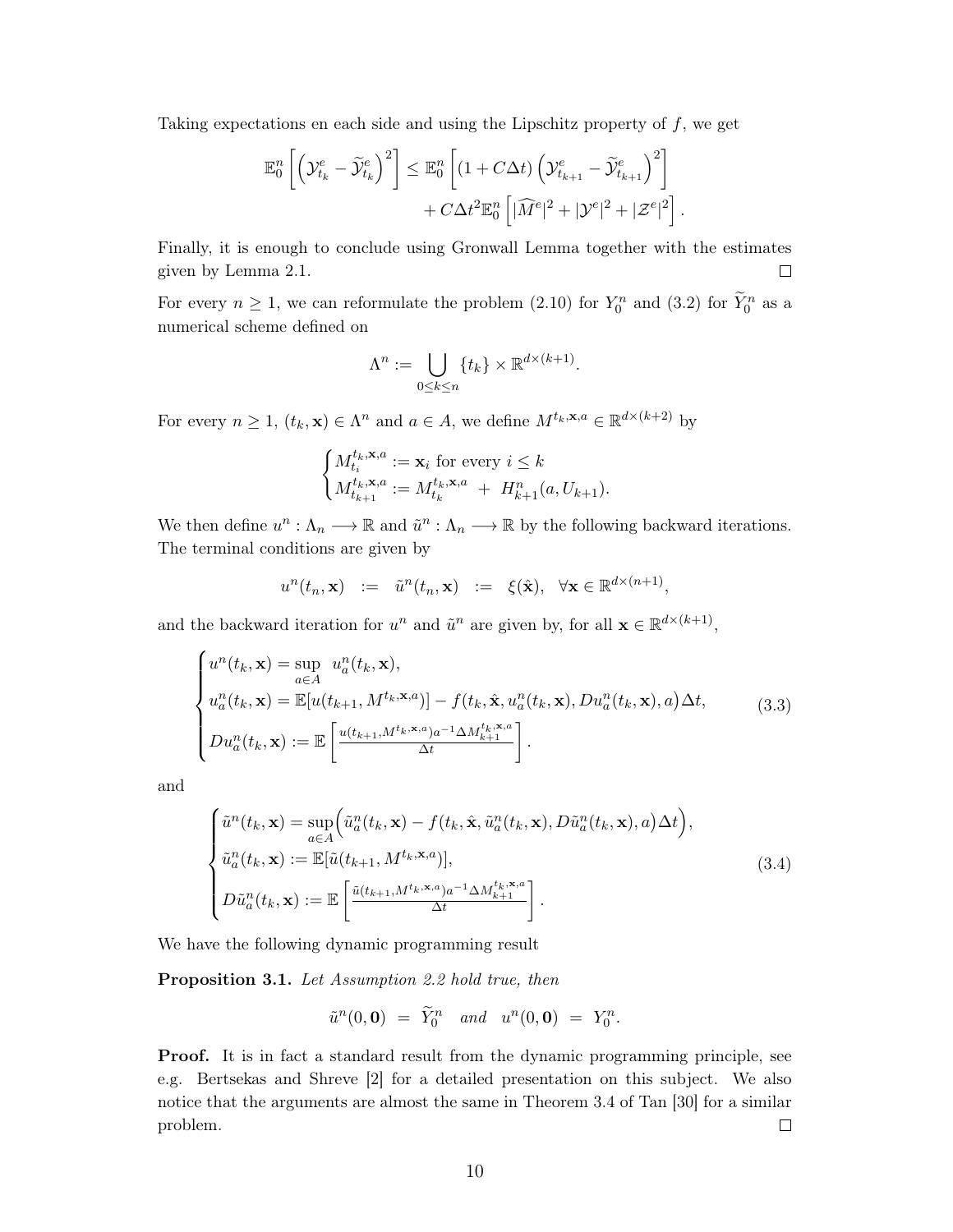Taking expectations en each side and using the Lipschitz property of $f$, we get

$$\mathbb{E}_0^n\left[\left(\mathcal{Y}^e_{t_k} - \widetilde{\mathcal{Y}}^e_{t_k}\right)^2\right] \leq \mathbb{E}_0^n\left[(1+C\Delta t)\left(\mathcal{Y}^e_{t_{k+1}} - \widetilde{\mathcal{Y}}^e_{t_{k+1}}\right)^2\right] + C\Delta t^2 \mathbb{E}_0^n\left[|\widehat{M}^e|^2 + |\mathcal{Y}^e|^2 + |\mathcal{Z}^e|^2\right].$$

Finally, it is enough to conclude using Gronwall Lemma together with the estimates given by Lemma 2.1. □

For every $n \geq 1$, we can reformulate the problem (2.10) for $Y_0^n$ and (3.2) for $\widetilde{Y}_0^n$ as a numerical scheme defined on

$$\Lambda^n := \bigcup_{0 \leq k \leq n} \{t_k\} \times \mathbb{R}^{d \times (k+1)}.$$

For every $n \geq 1$, $(t_k, \mathbf{x}) \in \Lambda^n$ and $a \in A$, we define $M^{t_k,\mathbf{x},a} \in \mathbb{R}^{d \times (k+2)}$ by

$$\begin{cases} M^{t_k,\mathbf{x},a}_{t_i} := \mathbf{x}_i \text{ for every } i \leq k \\ M^{t_k,\mathbf{x},a}_{t_{k+1}} := M^{t_k,\mathbf{x},a}_{t_k} \;+\; H^n_{k+1}(a, U_{k+1}). \end{cases}$$

We then define $u^n : \Lambda_n \longrightarrow \mathbb{R}$ and $\tilde{u}^n : \Lambda_n \longrightarrow \mathbb{R}$ by the following backward iterations. The terminal conditions are given by

$$u^n(t_n, \mathbf{x}) \;\; := \;\; \tilde{u}^n(t_n, \mathbf{x}) \;\; := \;\; \xi(\hat{\mathbf{x}}), \;\; \forall \mathbf{x} \in \mathbb{R}^{d \times (n+1)},$$

and the backward iteration for $u^n$ and $\tilde{u}^n$ are given by, for all $\mathbf{x} \in \mathbb{R}^{d \times (k+1)}$,

$$\begin{cases} u^n(t_k, \mathbf{x}) = \sup_{a \in A} \; u^n_a(t_k, \mathbf{x}), \\ u^n_a(t_k, \mathbf{x}) = \mathbb{E}[u(t_{k+1}, M^{t_k,\mathbf{x},a})] - f(t_k, \hat{\mathbf{x}}, u^n_a(t_k, \mathbf{x}), Du^n_a(t_k, \mathbf{x}), a)\Delta t, \\ Du^n_a(t_k, \mathbf{x}) := \mathbb{E}\left[\frac{u(t_{k+1}, M^{t_k,\mathbf{x},a}) a^{-1} \Delta M^{t_k,\mathbf{x},a}_{k+1}}{\Delta t}\right]. \end{cases} \tag{3.3}$$

and

$$\begin{cases} \tilde{u}^n(t_k, \mathbf{x}) = \sup_{a \in A}\Big(\tilde{u}^n_a(t_k, \mathbf{x}) - f(t_k, \hat{\mathbf{x}}, \tilde{u}^n_a(t_k, \mathbf{x}), D\tilde{u}^n_a(t_k, \mathbf{x}), a)\Delta t\Big), \\ \tilde{u}^n_a(t_k, \mathbf{x}) := \mathbb{E}[\tilde{u}(t_{k+1}, M^{t_k,\mathbf{x},a})], \\ D\tilde{u}^n_a(t_k, \mathbf{x}) := \mathbb{E}\left[\frac{\tilde{u}(t_{k+1}, M^{t_k,\mathbf{x},a}) a^{-1} \Delta M^{t_k,\mathbf{x},a}_{k+1}}{\Delta t}\right]. \end{cases} \tag{3.4}$$

We have the following dynamic programming result

**Proposition 3.1.** *Let Assumption 2.2 hold true, then*

$$\tilde{u}^n(0, \mathbf{0}) \; = \; \widetilde{Y}^n_0 \quad \textit{and} \quad u^n(0, \mathbf{0}) \; = \; Y^n_0.$$

**Proof.** It is in fact a standard result from the dynamic programming principle, see e.g. Bertsekas and Shreve [2] for a detailed presentation on this subject. We also notice that the arguments are almost the same in Theorem 3.4 of Tan [30] for a similar problem. □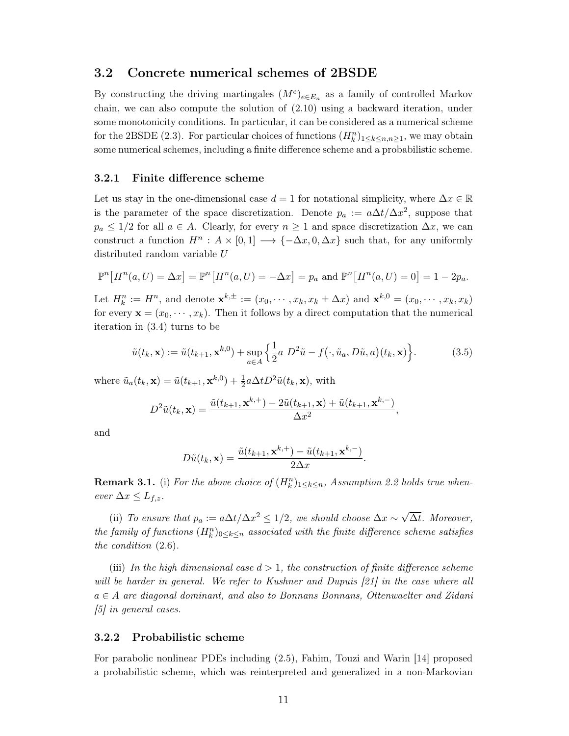## 3.2 Concrete numerical schemes of 2BSDE

By constructing the driving martingales $(M^e)_{e \in E_n}$ as a family of controlled Markov chain, we can also compute the solution of (2.10) using a backward iteration, under some monotonicity conditions. In particular, it can be considered as a numerical scheme for the 2BSDE (2.3). For particular choices of functions $(H^n_k)_{1 \le k \le n, n \ge 1}$, we may obtain some numerical schemes, including a finite difference scheme and a probabilistic scheme.

### 3.2.1 Finite difference scheme

Let us stay in the one-dimensional case $d = 1$ for notational simplicity, where $\Delta x \in \mathbb{R}$ is the parameter of the space discretization. Denote $p_a := a\Delta t / \Delta x^2$, suppose that $p_a \le 1/2$ for all $a \in A$. Clearly, for every $n \ge 1$ and space discretization $\Delta x$, we can construct a function $H^n : A \times [0,1] \longrightarrow \{-\Delta x, 0, \Delta x\}$ such that, for any uniformly distributed random variable $U$

$$\mathbb{P}^n\big[H^n(a,U) = \Delta x\big] = \mathbb{P}^n\big[H^n(a,U) = -\Delta x\big] = p_a \text{ and } \mathbb{P}^n\big[H^n(a,U) = 0\big] = 1 - 2p_a.$$

Let $H^n_k := H^n$, and denote $\mathbf{x}^{k,\pm} := (x_0, \cdots, x_k, x_k \pm \Delta x)$ and $\mathbf{x}^{k,0} = (x_0, \cdots, x_k, x_k)$ for every $\mathbf{x} = (x_0, \cdots, x_k)$. Then it follows by a direct computation that the numerical iteration in (3.4) turns to be

$$\tilde{u}(t_k, \mathbf{x}) := \tilde{u}(t_{k+1}, \mathbf{x}^{k,0}) + \sup_{a \in A} \Big\{ \frac{1}{2} a \; D^2 \tilde{u} - f\big(\cdot, \tilde{u}_a, D\tilde{u}, a\big)(t_k, \mathbf{x}) \Big\}. \tag{3.5}$$

where $\tilde{u}_a(t_k, \mathbf{x}) = \tilde{u}(t_{k+1}, \mathbf{x}^{k,0}) + \frac{1}{2} a \Delta t D^2 \tilde{u}(t_k, \mathbf{x})$, with

$$D^2 \tilde{u}(t_k, \mathbf{x}) = \frac{\tilde{u}(t_{k+1}, \mathbf{x}^{k,+}) - 2\tilde{u}(t_{k+1}, \mathbf{x}) + \tilde{u}(t_{k+1}, \mathbf{x}^{k,-})}{\Delta x^2},$$

and

$$D\tilde{u}(t_k, \mathbf{x}) = \frac{\tilde{u}(t_{k+1}, \mathbf{x}^{k,+}) - \tilde{u}(t_{k+1}, \mathbf{x}^{k,-})}{2\Delta x}.$$

**Remark 3.1.** (i) *For the above choice of $(H^n_k)_{1 \le k \le n}$, Assumption 2.2 holds true whenever $\Delta x \le L_{f,z}$.*

(ii) *To ensure that $p_a := a\Delta t / \Delta x^2 \le 1/2$, we should choose $\Delta x \sim \sqrt{\Delta t}$. Moreover, the family of functions $(H^n_k)_{0 \le k \le n}$ associated with the finite difference scheme satisfies the condition (2.6).*

(iii) *In the high dimensional case $d > 1$, the construction of finite difference scheme will be harder in general. We refer to Kushner and Dupuis [21] in the case where all $a \in A$ are diagonal dominant, and also to Bonnans Bonnans, Ottenwaelter and Zidani [5] in general cases.*

### 3.2.2 Probabilistic scheme

For parabolic nonlinear PDEs including (2.5), Fahim, Touzi and Warin [14] proposed a probabilistic scheme, which was reinterpreted and generalized in a non-Markovian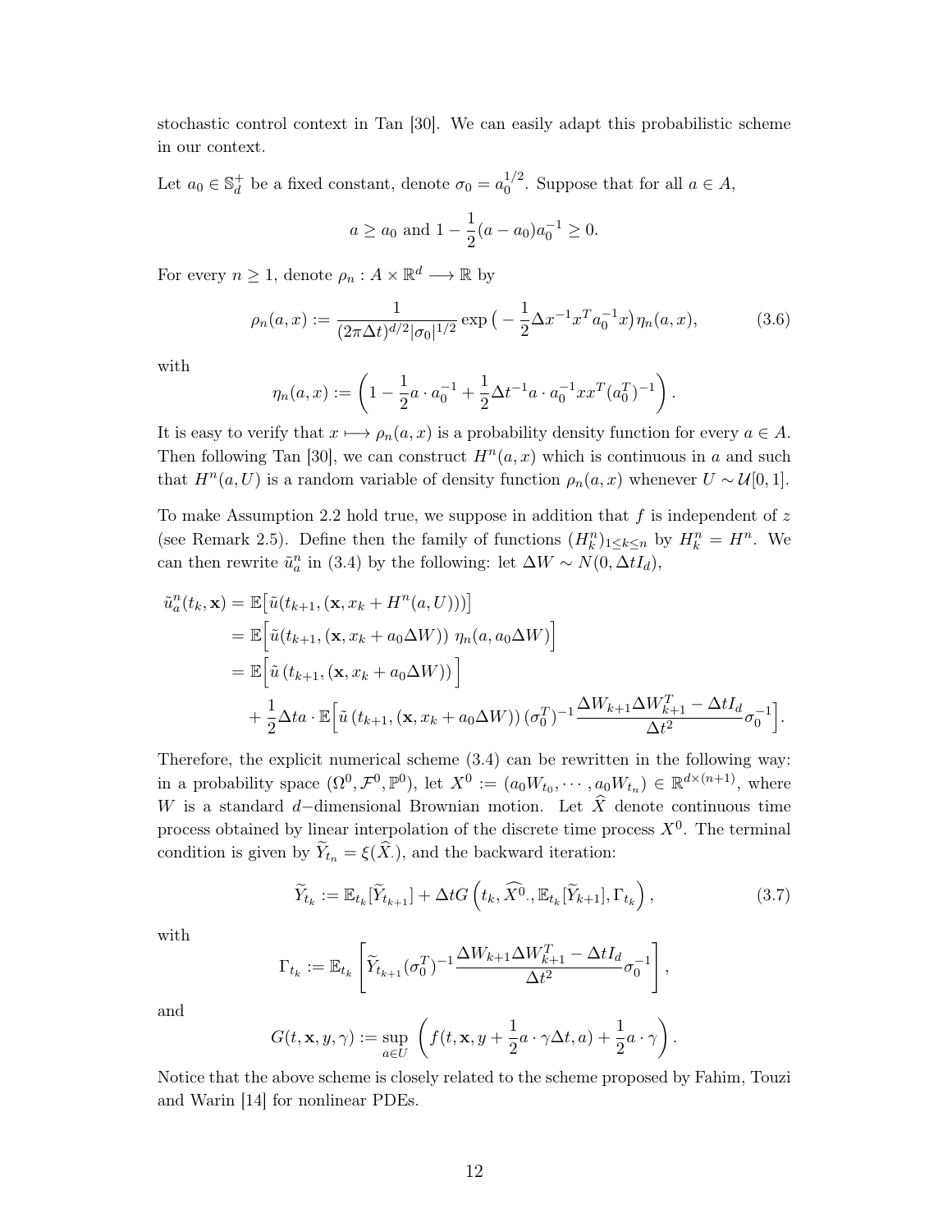stochastic control context in Tan [30]. We can easily adapt this probabilistic scheme in our context.

Let $a_0 \in \mathbb{S}_d^+$ be a fixed constant, denote $\sigma_0 = a_0^{1/2}$. Suppose that for all $a \in A$,

$$a \geq a_0 \text{ and } 1 - \frac{1}{2}(a - a_0)a_0^{-1} \geq 0.$$

For every $n \geq 1$, denote $\rho_n : A \times \mathbb{R}^d \longrightarrow \mathbb{R}$ by

$$\rho_n(a, x) := \frac{1}{(2\pi\Delta t)^{d/2}|\sigma_0|^{1/2}} \exp\big( -\frac{1}{2}\Delta x^{-1} x^T a_0^{-1} x\big) \eta_n(a, x), \tag{3.6}$$

with

$$\eta_n(a, x) := \left( 1 - \frac{1}{2} a \cdot a_0^{-1} + \frac{1}{2}\Delta t^{-1} a \cdot a_0^{-1} x x^T (a_0^T)^{-1} \right).$$

It is easy to verify that $x \longmapsto \rho_n(a, x)$ is a probability density function for every $a \in A$. Then following Tan [30], we can construct $H^n(a, x)$ which is continuous in $a$ and such that $H^n(a, U)$ is a random variable of density function $\rho_n(a, x)$ whenever $U \sim \mathcal{U}[0, 1]$.

To make Assumption 2.2 hold true, we suppose in addition that $f$ is independent of $z$ (see Remark 2.5). Define then the family of functions $(H_k^n)_{1 \leq k \leq n}$ by $H_k^n = H^n$. We can then rewrite $\tilde{u}_a^n$ in (3.4) by the following: let $\Delta W \sim N(0, \Delta t I_d)$,

$$\begin{aligned}
\tilde{u}_a^n(t_k, \mathbf{x}) &= \mathbb{E}\big[\tilde{u}(t_{k+1}, (\mathbf{x}, x_k + H^n(a, U)))\big] \\
&= \mathbb{E}\Big[\tilde{u}(t_{k+1}, (\mathbf{x}, x_k + a_0 \Delta W))\ \eta_n(a, a_0 \Delta W)\Big] \\
&= \mathbb{E}\Big[\tilde{u}\left(t_{k+1}, (\mathbf{x}, x_k + a_0 \Delta W)\right)\Big] \\
&\quad + \frac{1}{2}\Delta t a \cdot \mathbb{E}\Big[\tilde{u}\left(t_{k+1}, (\mathbf{x}, x_k + a_0 \Delta W)\right) (\sigma_0^T)^{-1} \frac{\Delta W_{k+1} \Delta W_{k+1}^T - \Delta t I_d}{\Delta t^2} \sigma_0^{-1}\Big].
\end{aligned}$$

Therefore, the explicit numerical scheme (3.4) can be rewritten in the following way: in a probability space $(\Omega^0, \mathcal{F}^0, \mathbb{P}^0)$, let $X^0 := (a_0 W_{t_0}, \cdots, a_0 W_{t_n}) \in \mathbb{R}^{d \times (n+1)}$, where $W$ is a standard $d-$dimensional Brownian motion. Let $\widehat{X}$ denote continuous time process obtained by linear interpolation of the discrete time process $X^0$. The terminal condition is given by $\widetilde{Y}_{t_n} = \xi(\widehat{X}_\cdot)$, and the backward iteration:

$$\widetilde{Y}_{t_k} := \mathbb{E}_{t_k}[\widetilde{Y}_{t_{k+1}}] + \Delta t G\left(t_k, \widehat{X^0}_\cdot, \mathbb{E}_{t_k}[\widetilde{Y}_{k+1}], \Gamma_{t_k}\right), \tag{3.7}$$

with

$$\Gamma_{t_k} := \mathbb{E}_{t_k}\left[\widetilde{Y}_{t_{k+1}} (\sigma_0^T)^{-1} \frac{\Delta W_{k+1} \Delta W_{k+1}^T - \Delta t I_d}{\Delta t^2} \sigma_0^{-1}\right],$$

and

$$G(t, \mathbf{x}, y, \gamma) := \sup_{a \in U} \left( f(t, \mathbf{x}, y + \frac{1}{2} a \cdot \gamma \Delta t, a) + \frac{1}{2} a \cdot \gamma \right).$$

Notice that the above scheme is closely related to the scheme proposed by Fahim, Touzi and Warin [14] for nonlinear PDEs.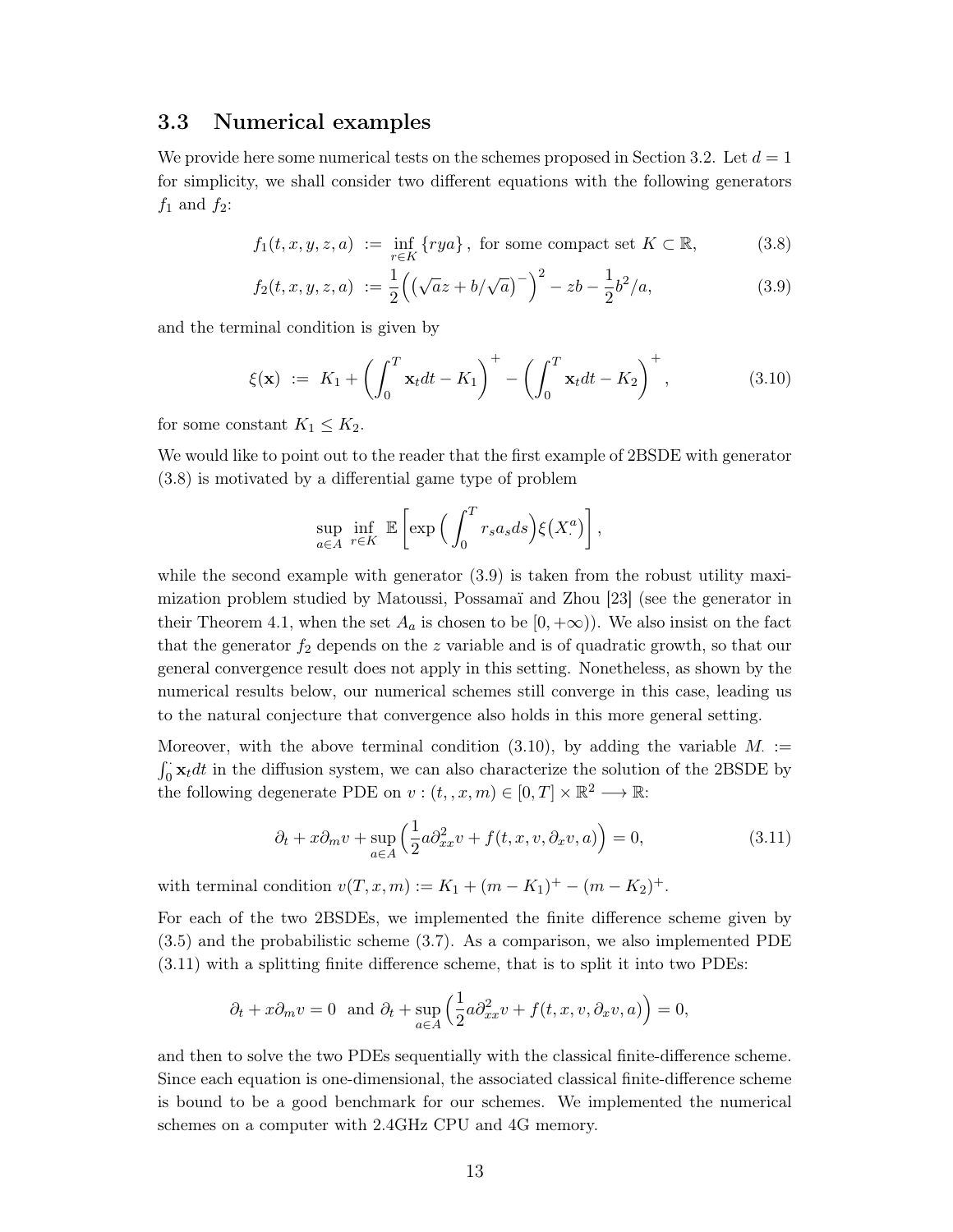### 3.3 Numerical examples

We provide here some numerical tests on the schemes proposed in Section 3.2. Let $d = 1$ for simplicity, we shall consider two different equations with the following generators $f_1$ and $f_2$:

$$f_1(t,x,y,z,a) := \inf_{r\in K} \{rya\}, \text{ for some compact set } K \subset \mathbb{R}, \tag{3.8}$$

$$f_2(t,x,y,z,a) := \frac{1}{2}\Big(\big(\sqrt{a}z + b/\sqrt{a}\big)^-\Big)^2 - zb - \frac{1}{2}b^2/a, \tag{3.9}$$

and the terminal condition is given by

$$\xi(\mathbf{x}) := K_1 + \Big(\int_0^T \mathbf{x}_t dt - K_1\Big)^+ - \Big(\int_0^T \mathbf{x}_t dt - K_2\Big)^+, \tag{3.10}$$

for some constant $K_1 \leq K_2$.

We would like to point out to the reader that the first example of 2BSDE with generator (3.8) is motivated by a differential game type of problem

$$\sup_{a\in A}\inf_{r\in K} \mathbb{E}\Big[\exp\Big(\int_0^T r_s a_s ds\Big)\xi\big(X^a_\cdot\big)\Big],$$

while the second example with generator (3.9) is taken from the robust utility maximization problem studied by Matoussi, Possamaï and Zhou [23] (see the generator in their Theorem 4.1, when the set $A_a$ is chosen to be $[0,+\infty)$). We also insist on the fact that the generator $f_2$ depends on the $z$ variable and is of quadratic growth, so that our general convergence result does not apply in this setting. Nonetheless, as shown by the numerical results below, our numerical schemes still converge in this case, leading us to the natural conjecture that convergence also holds in this more general setting.

Moreover, with the above terminal condition (3.10), by adding the variable $M_\cdot := \int_0^\cdot \mathbf{x}_t dt$ in the diffusion system, we can also characterize the solution of the 2BSDE by the following degenerate PDE on $v : (t,,x,m) \in [0,T]\times\mathbb{R}^2 \longrightarrow \mathbb{R}$:

$$\partial_t + x\partial_m v + \sup_{a\in A}\Big(\frac{1}{2}a\partial^2_{xx}v + f(t,x,v,\partial_x v,a)\Big) = 0, \tag{3.11}$$

with terminal condition $v(T,x,m) := K_1 + (m-K_1)^+ - (m-K_2)^+$.

For each of the two 2BSDEs, we implemented the finite difference scheme given by (3.5) and the probabilistic scheme (3.7). As a comparison, we also implemented PDE (3.11) with a splitting finite difference scheme, that is to split it into two PDEs:

$$\partial_t + x\partial_m v = 0 \;\text{ and }\; \partial_t + \sup_{a\in A}\Big(\frac{1}{2}a\partial^2_{xx}v + f(t,x,v,\partial_x v,a)\Big) = 0,$$

and then to solve the two PDEs sequentially with the classical finite-difference scheme. Since each equation is one-dimensional, the associated classical finite-difference scheme is bound to be a good benchmark for our schemes. We implemented the numerical schemes on a computer with 2.4GHz CPU and 4G memory.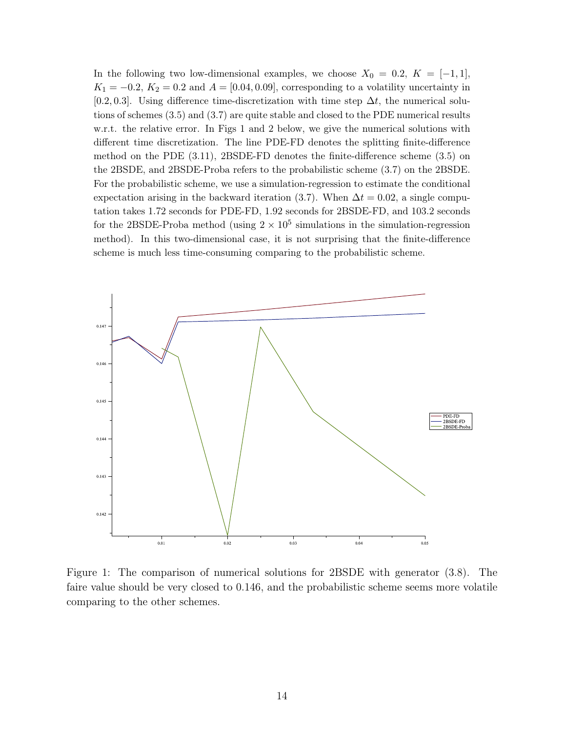In the following two low-dimensional examples, we choose $X_0 = 0.2$, $K = [-1, 1]$, $K_1 = -0.2$, $K_2 = 0.2$ and $A = [0.04, 0.09]$, corresponding to a volatility uncertainty in $[0.2, 0.3]$. Using difference time-discretization with time step $\Delta t$, the numerical solutions of schemes (3.5) and (3.7) are quite stable and closed to the PDE numerical results w.r.t. the relative error. In Figs 1 and 2 below, we give the numerical solutions with different time discretization. The line PDE-FD denotes the splitting finite-difference method on the PDE (3.11), 2BSDE-FD denotes the finite-difference scheme (3.5) on the 2BSDE, and 2BSDE-Proba refers to the probabilistic scheme (3.7) on the 2BSDE. For the probabilistic scheme, we use a simulation-regression to estimate the conditional expectation arising in the backward iteration (3.7). When $\Delta t = 0.02$, a single computation takes 1.72 seconds for PDE-FD, 1.92 seconds for 2BSDE-FD, and 103.2 seconds for the 2BSDE-Proba method (using $2 \times 10^5$ simulations in the simulation-regression method). In this two-dimensional case, it is not surprising that the finite-difference scheme is much less time-consuming comparing to the probabilistic scheme.

Figure 1: The comparison of numerical solutions for 2BSDE with generator (3.8). The faire value should be very closed to 0.146, and the probabilistic scheme seems more volatile comparing to the other schemes.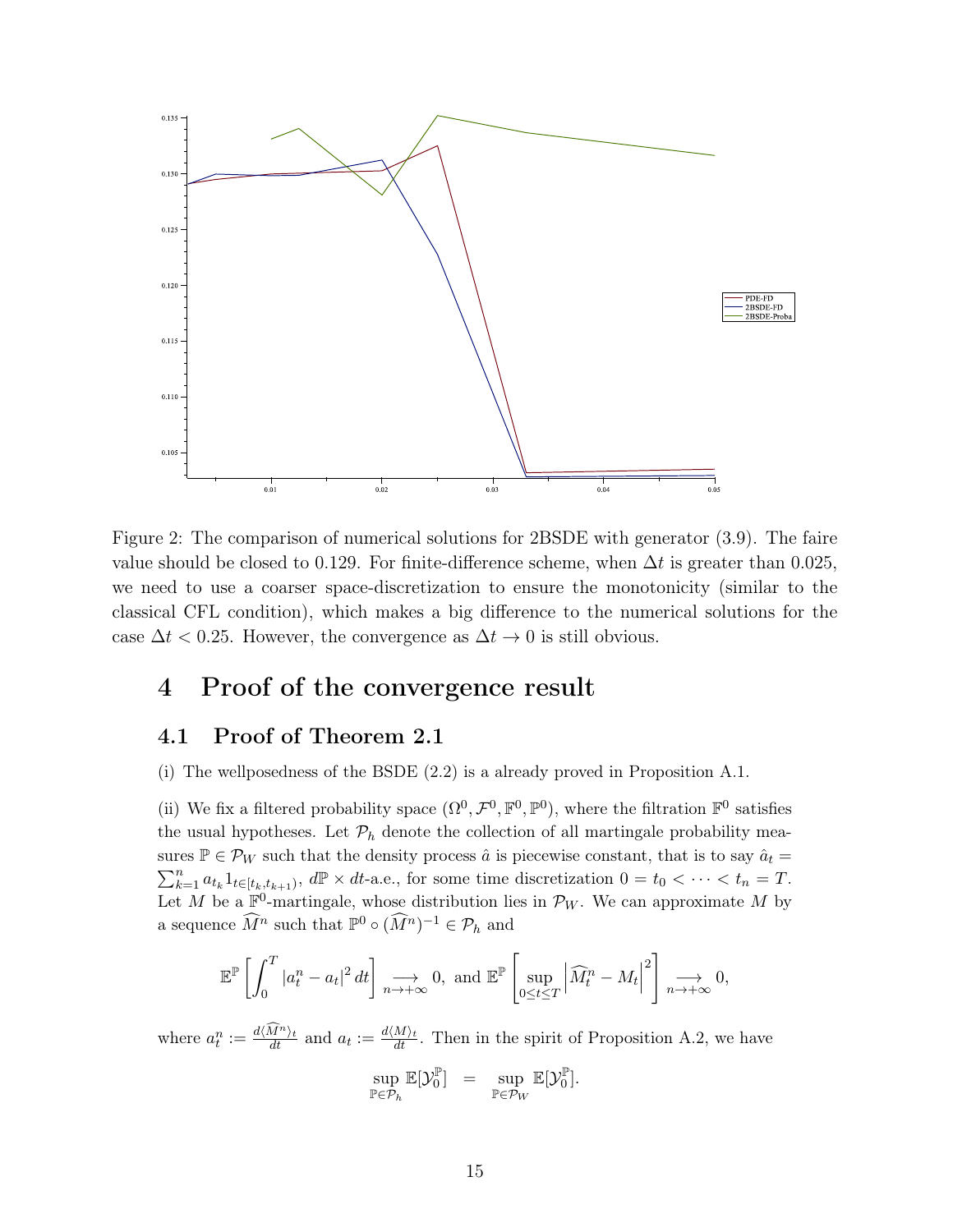Figure 2: The comparison of numerical solutions for 2BSDE with generator (3.9). The faire value should be closed to 0.129. For finite-difference scheme, when $\Delta t$ is greater than 0.025, we need to use a coarser space-discretization to ensure the monotonicity (similar to the classical CFL condition), which makes a big difference to the numerical solutions for the case $\Delta t < 0.25$. However, the convergence as $\Delta t \to 0$ is still obvious.

# 4 Proof of the convergence result

## 4.1 Proof of Theorem 2.1

(i) The wellposedness of the BSDE (2.2) is a already proved in Proposition A.1.

(ii) We fix a filtered probability space $(\Omega^0, \mathcal{F}^0, \mathbb{F}^0, \mathbb{P}^0)$, where the filtration $\mathbb{F}^0$ satisfies the usual hypotheses. Let $\mathcal{P}_h$ denote the collection of all martingale probability measures $\mathbb{P} \in \mathcal{P}_W$ such that the density process $\hat{a}$ is piecewise constant, that is to say $\hat{a}_t = \sum_{k=1}^n a_{t_k} 1_{t \in [t_k, t_{k+1})}$, $d\mathbb{P} \times dt$-a.e., for some time discretization $0 = t_0 < \cdots < t_n = T$. Let $M$ be a $\mathbb{F}^0$-martingale, whose distribution lies in $\mathcal{P}_W$. We can approximate $M$ by a sequence $\widehat{M}^n$ such that $\mathbb{P}^0 \circ (\widehat{M}^n)^{-1} \in \mathcal{P}_h$ and

$$\mathbb{E}^{\mathbb{P}} \left[ \int_0^T |a_t^n - a_t|^2 \, dt \right] \underset{n \to +\infty}{\longrightarrow} 0, \text{ and } \mathbb{E}^{\mathbb{P}} \left[ \sup_{0 \le t \le T} \left| \widehat{M}_t^n - M_t \right|^2 \right] \underset{n \to +\infty}{\longrightarrow} 0,$$

where $a_t^n := \frac{d\langle \widehat{M}^n \rangle_t}{dt}$ and $a_t := \frac{d\langle M \rangle_t}{dt}$. Then in the spirit of Proposition A.2, we have

$$\sup_{\mathbb{P} \in \mathcal{P}_h} \mathbb{E}[\mathcal{Y}_0^{\mathbb{P}}] \quad = \quad \sup_{\mathbb{P} \in \mathcal{P}_W} \mathbb{E}[\mathcal{Y}_0^{\mathbb{P}}].$$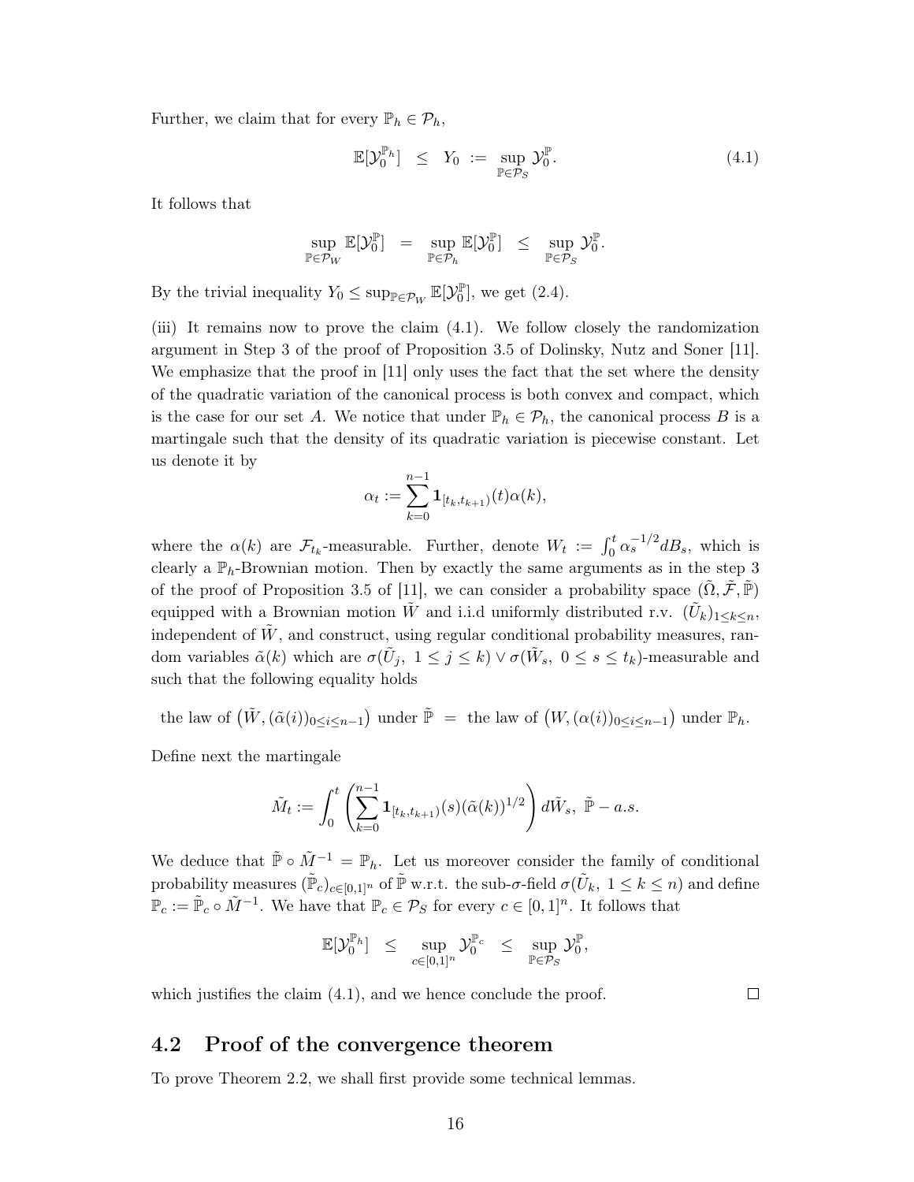Further, we claim that for every $\mathbb{P}_h \in \mathcal{P}_h$,

$$\mathbb{E}[\mathcal{Y}_0^{\mathbb{P}_h}] \quad \leq \quad Y_0 \; := \; \sup_{\mathbb{P} \in \mathcal{P}_S} \mathcal{Y}_0^{\mathbb{P}}. \tag{4.1}$$

It follows that

$$\sup_{\mathbb{P} \in \mathcal{P}_W} \mathbb{E}[\mathcal{Y}_0^{\mathbb{P}}] \quad = \quad \sup_{\mathbb{P} \in \mathcal{P}_h} \mathbb{E}[\mathcal{Y}_0^{\mathbb{P}}] \quad \leq \quad \sup_{\mathbb{P} \in \mathcal{P}_S} \mathcal{Y}_0^{\mathbb{P}}.$$

By the trivial inequality $Y_0 \leq \sup_{\mathbb{P} \in \mathcal{P}_W} \mathbb{E}[\mathcal{Y}_0^{\mathbb{P}}]$, we get (2.4).

(iii) It remains now to prove the claim (4.1). We follow closely the randomization argument in Step 3 of the proof of Proposition 3.5 of Dolinsky, Nutz and Soner [11]. We emphasize that the proof in [11] only uses the fact that the set where the density of the quadratic variation of the canonical process is both convex and compact, which is the case for our set $A$. We notice that under $\mathbb{P}_h \in \mathcal{P}_h$, the canonical process $B$ is a martingale such that the density of its quadratic variation is piecewise constant. Let us denote it by

$$\alpha_t := \sum_{k=0}^{n-1} \mathbf{1}_{[t_k, t_{k+1})}(t) \alpha(k),$$

where the $\alpha(k)$ are $\mathcal{F}_{t_k}$-measurable. Further, denote $W_t := \int_0^t \alpha_s^{-1/2} dB_s$, which is clearly a $\mathbb{P}_h$-Brownian motion. Then by exactly the same arguments as in the step 3 of the proof of Proposition 3.5 of [11], we can consider a probability space $(\tilde{\Omega}, \tilde{\mathcal{F}}, \tilde{\mathbb{P}})$ equipped with a Brownian motion $\tilde{W}$ and i.i.d uniformly distributed r.v. $(\tilde{U}_k)_{1 \leq k \leq n}$, independent of $\tilde{W}$, and construct, using regular conditional probability measures, random variables $\tilde{\alpha}(k)$ which are $\sigma(\tilde{U}_j, \; 1 \leq j \leq k) \vee \sigma(\tilde{W}_s, \; 0 \leq s \leq t_k)$-measurable and such that the following equality holds

$$\text{the law of } \big(\tilde{W}, (\tilde{\alpha}(i))_{0 \leq i \leq n-1}\big) \text{ under } \tilde{\mathbb{P}} \; = \; \text{the law of } \big(W, (\alpha(i))_{0 \leq i \leq n-1}\big) \text{ under } \mathbb{P}_h.$$

Define next the martingale

$$\tilde{M}_t := \int_0^t \left( \sum_{k=0}^{n-1} \mathbf{1}_{[t_k, t_{k+1})}(s) (\tilde{\alpha}(k))^{1/2} \right) d\tilde{W}_s, \; \tilde{\mathbb{P}} - a.s.$$

We deduce that $\tilde{\mathbb{P}} \circ \tilde{M}^{-1} = \mathbb{P}_h$. Let us moreover consider the family of conditional probability measures $(\tilde{\mathbb{P}}_c)_{c \in [0,1]^n}$ of $\tilde{\mathbb{P}}$ w.r.t. the sub-$\sigma$-field $\sigma(\tilde{U}_k, \; 1 \leq k \leq n)$ and define $\mathbb{P}_c := \tilde{\mathbb{P}}_c \circ \tilde{M}^{-1}$. We have that $\mathbb{P}_c \in \mathcal{P}_S$ for every $c \in [0,1]^n$. It follows that

$$\mathbb{E}[\mathcal{Y}_0^{\mathbb{P}_h}] \quad \leq \quad \sup_{c \in [0,1]^n} \mathcal{Y}_0^{\mathbb{P}_c} \quad \leq \quad \sup_{\mathbb{P} \in \mathcal{P}_S} \mathcal{Y}_0^{\mathbb{P}},$$

which justifies the claim (4.1), and we hence conclude the proof. □

## 4.2 Proof of the convergence theorem

To prove Theorem 2.2, we shall first provide some technical lemmas.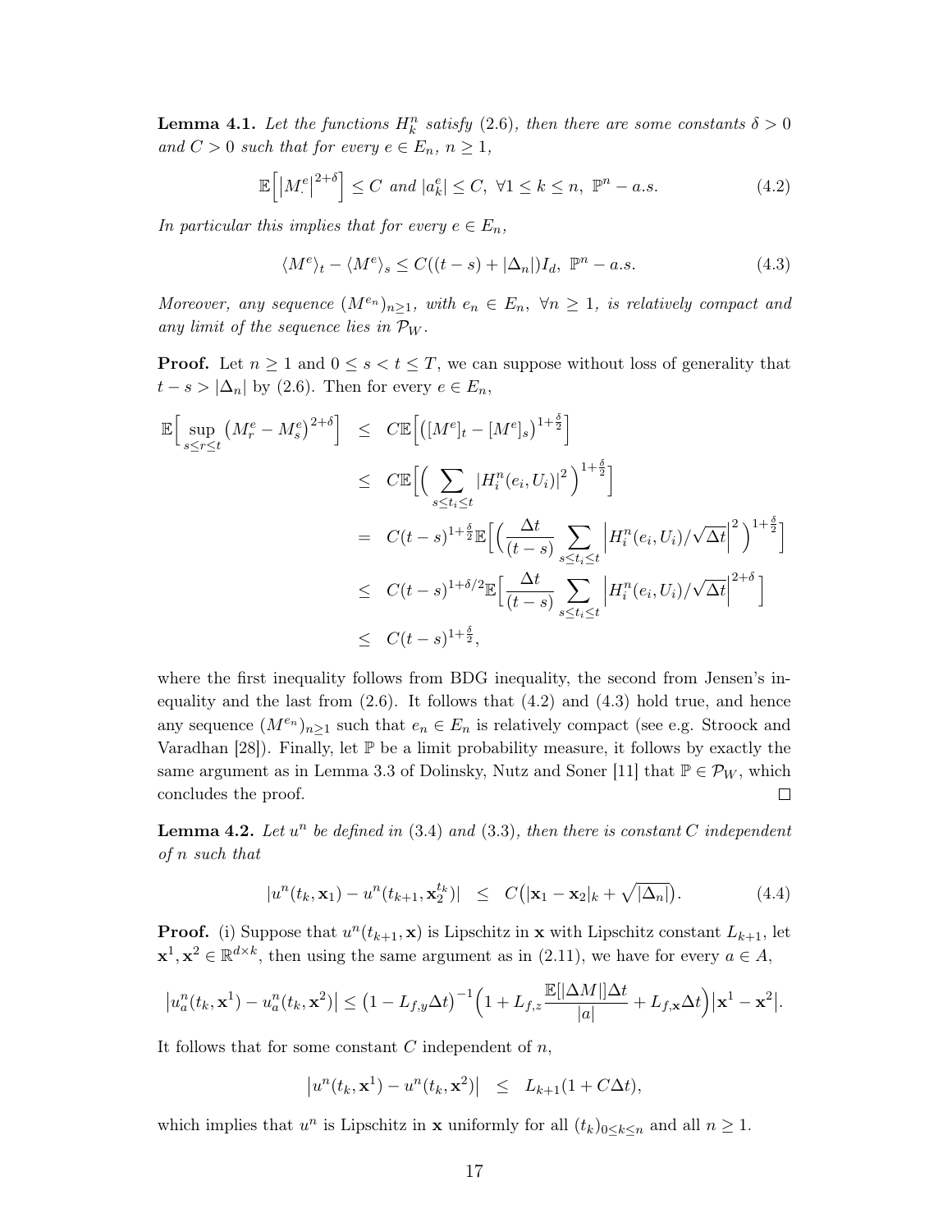**Lemma 4.1.** *Let the functions $H^n_k$ satisfy (2.6), then there are some constants $\delta > 0$ and $C > 0$ such that for every $e \in E_n$, $n \geq 1$,*

$$\mathbb{E}\Big[\big|M^e_\cdot\big|^{2+\delta}\Big] \leq C \text{ and } |a^e_k| \leq C, \ \forall 1 \leq k \leq n, \ \mathbb{P}^n - a.s. \tag{4.2}$$

*In particular this implies that for every $e \in E_n$,*

$$\langle M^e \rangle_t - \langle M^e \rangle_s \leq C((t-s) + |\Delta_n|) I_d, \ \mathbb{P}^n - a.s. \tag{4.3}$$

*Moreover, any sequence $(M^{e_n})_{n\geq 1}$, with $e_n \in E_n$, $\forall n \geq 1$, is relatively compact and any limit of the sequence lies in $\mathcal{P}_W$.*

**Proof.** Let $n \geq 1$ and $0 \leq s < t \leq T$, we can suppose without loss of generality that $t - s > |\Delta_n|$ by (2.6). Then for every $e \in E_n$,

$$\begin{aligned}
\mathbb{E}\Big[\sup_{s\leq r\leq t}\big(M^e_r - M^e_s\big)^{2+\delta}\Big] &\leq C\mathbb{E}\Big[\big([M^e]_t - [M^e]_s\big)^{1+\frac{\delta}{2}}\Big] \\
&\leq C\mathbb{E}\Big[\Big(\sum_{s\leq t_i\leq t}|H^n_i(e_i, U_i)|^2\Big)^{1+\frac{\delta}{2}}\Big] \\
&= C(t-s)^{1+\frac{\delta}{2}}\mathbb{E}\Big[\Big(\frac{\Delta t}{(t-s)}\sum_{s\leq t_i\leq t}\Big|H^n_i(e_i,U_i)/\sqrt{\Delta t}\Big|^2\Big)^{1+\frac{\delta}{2}}\Big] \\
&\leq C(t-s)^{1+\delta/2}\mathbb{E}\Big[\frac{\Delta t}{(t-s)}\sum_{s\leq t_i\leq t}\Big|H^n_i(e_i,U_i)/\sqrt{\Delta t}\Big|^{2+\delta}\Big] \\
&\leq C(t-s)^{1+\frac{\delta}{2}},
\end{aligned}$$

where the first inequality follows from BDG inequality, the second from Jensen's inequality and the last from (2.6). It follows that (4.2) and (4.3) hold true, and hence any sequence $(M^{e_n})_{n\geq 1}$ such that $e_n \in E_n$ is relatively compact (see e.g. Stroock and Varadhan [28]). Finally, let $\mathbb{P}$ be a limit probability measure, it follows by exactly the same argument as in Lemma 3.3 of Dolinsky, Nutz and Soner [11] that $\mathbb{P} \in \mathcal{P}_W$, which concludes the proof. $\square$

**Lemma 4.2.** *Let $u^n$ be defined in (3.4) and (3.3), then there is constant $C$ independent of $n$ such that*

$$|u^n(t_k, \mathbf{x}_1) - u^n(t_{k+1}, \mathbf{x}_2^{t_k})| \leq C\big(|\mathbf{x}_1 - \mathbf{x}_2|_k + \sqrt{|\Delta_n|}\big). \tag{4.4}$$

**Proof.** (i) Suppose that $u^n(t_{k+1}, \mathbf{x})$ is Lipschitz in $\mathbf{x}$ with Lipschitz constant $L_{k+1}$, let $\mathbf{x}^1, \mathbf{x}^2 \in \mathbb{R}^{d\times k}$, then using the same argument as in (2.11), we have for every $a \in A$,

$$\big|u^n_a(t_k, \mathbf{x}^1) - u^n_a(t_k, \mathbf{x}^2)\big| \leq \big(1 - L_{f,y}\Delta t\big)^{-1}\Big(1 + L_{f,z}\frac{\mathbb{E}[|\Delta M|]\Delta t}{|a|} + L_{f,\mathbf{x}}\Delta t\Big)\big|\mathbf{x}^1 - \mathbf{x}^2\big|.$$

It follows that for some constant $C$ independent of $n$,

$$\big|u^n(t_k, \mathbf{x}^1) - u^n(t_k, \mathbf{x}^2)\big| \leq L_{k+1}(1 + C\Delta t),$$

which implies that $u^n$ is Lipschitz in $\mathbf{x}$ uniformly for all $(t_k)_{0\leq k\leq n}$ and all $n \geq 1$.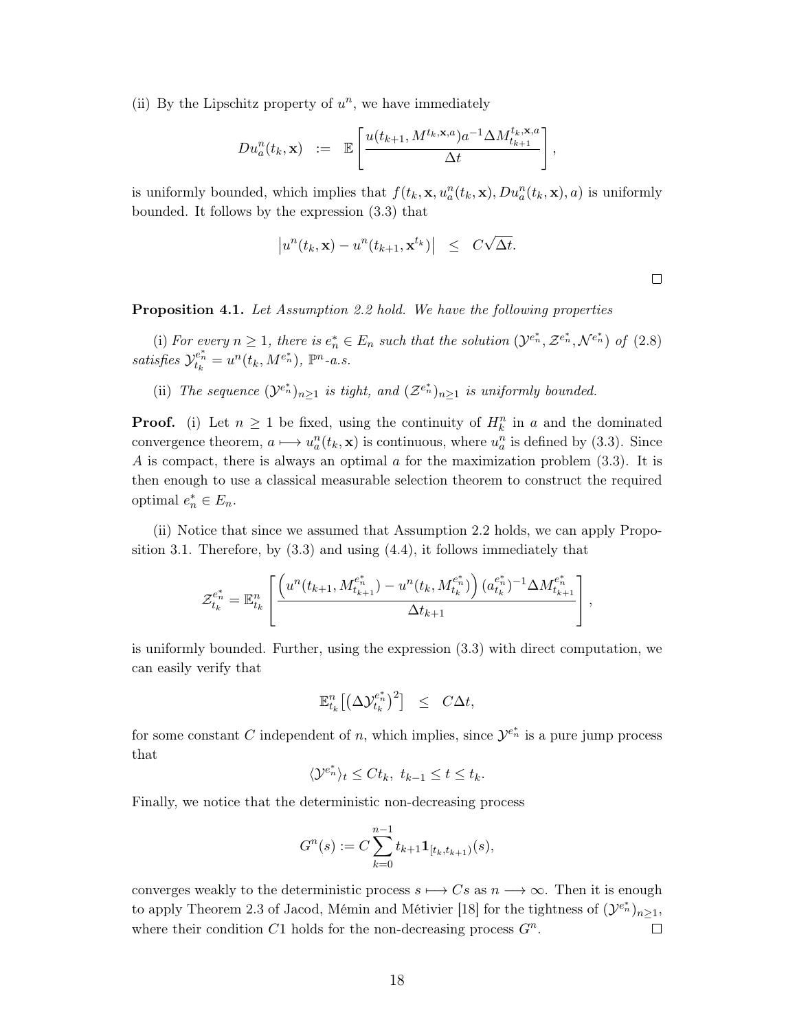(ii) By the Lipschitz property of $u^n$, we have immediately

$$
Du^n_a(t_k, \mathbf{x}) \quad := \quad \mathbb{E}\left[\frac{u(t_{k+1}, M^{t_k,\mathbf{x},a})a^{-1}\Delta M^{t_k,\mathbf{x},a}_{t_{k+1}}}{\Delta t}\right],
$$

is uniformly bounded, which implies that $f(t_k, \mathbf{x}, u^n_a(t_k, \mathbf{x}), Du^n_a(t_k, \mathbf{x}), a)$ is uniformly bounded. It follows by the expression (3.3) that

$$
\left|u^n(t_k, \mathbf{x}) - u^n(t_{k+1}, \mathbf{x}^{t_k})\right| \quad \le \quad C\sqrt{\Delta t}.
$$

□

**Proposition 4.1.** *Let Assumption 2.2 hold. We have the following properties*

*(i) For every $n \ge 1$, there is $e^*_n \in E_n$ such that the solution $(\mathcal{Y}^{e^*_n}, \mathcal{Z}^{e^*_n}, \mathcal{N}^{e^*_n})$ of (2.8) satisfies $\mathcal{Y}^{e^*_n}_{t_k} = u^n(t_k, M^{e^*_n})$, $\mathbb{P}^n$-a.s.*

*(ii) The sequence $(\mathcal{Y}^{e^*_n})_{n\ge1}$ is tight, and $(\mathcal{Z}^{e^*_n})_{n\ge1}$ is uniformly bounded.*

**Proof.** (i) Let $n \ge 1$ be fixed, using the continuity of $H^n_k$ in $a$ and the dominated convergence theorem, $a \longmapsto u^n_a(t_k, \mathbf{x})$ is continuous, where $u^n_a$ is defined by (3.3). Since $A$ is compact, there is always an optimal $a$ for the maximization problem (3.3). It is then enough to use a classical measurable selection theorem to construct the required optimal $e^*_n \in E_n$.

(ii) Notice that since we assumed that Assumption 2.2 holds, we can apply Proposition 3.1. Therefore, by (3.3) and using (4.4), it follows immediately that

$$
\mathcal{Z}^{e^*_n}_{t_k} = \mathbb{E}^n_{t_k}\left[\frac{\left(u^n(t_{k+1}, M^{e^*_n}_{t_{k+1}}) - u^n(t_k, M^{e^*_n}_{t_k})\right)(a^{e^*_n}_{t_k})^{-1}\Delta M^{e^*_n}_{t_{k+1}}}{\Delta t_{k+1}}\right],
$$

is uniformly bounded. Further, using the expression (3.3) with direct computation, we can easily verify that

$$
\mathbb{E}^n_{t_k}\left[\left(\Delta \mathcal{Y}^{e^*_n}_{t_k}\right)^2\right] \quad \le \quad C\Delta t,
$$

for some constant $C$ independent of $n$, which implies, since $\mathcal{Y}^{e^*_n}$ is a pure jump process that

$$
\langle \mathcal{Y}^{e^*_n}\rangle_t \le Ct_k, \;\; t_{k-1} \le t \le t_k.
$$

Finally, we notice that the deterministic non-decreasing process

$$
G^n(s) := C\sum_{k=0}^{n-1} t_{k+1}\mathbf{1}_{[t_k,t_{k+1})}(s),
$$

converges weakly to the deterministic process $s \longmapsto Cs$ as $n \longrightarrow \infty$. Then it is enough to apply Theorem 2.3 of Jacod, Mémin and Métivier [18] for the tightness of $(\mathcal{Y}^{e^*_n})_{n\ge1}$, where their condition $C1$ holds for the non-decreasing process $G^n$. □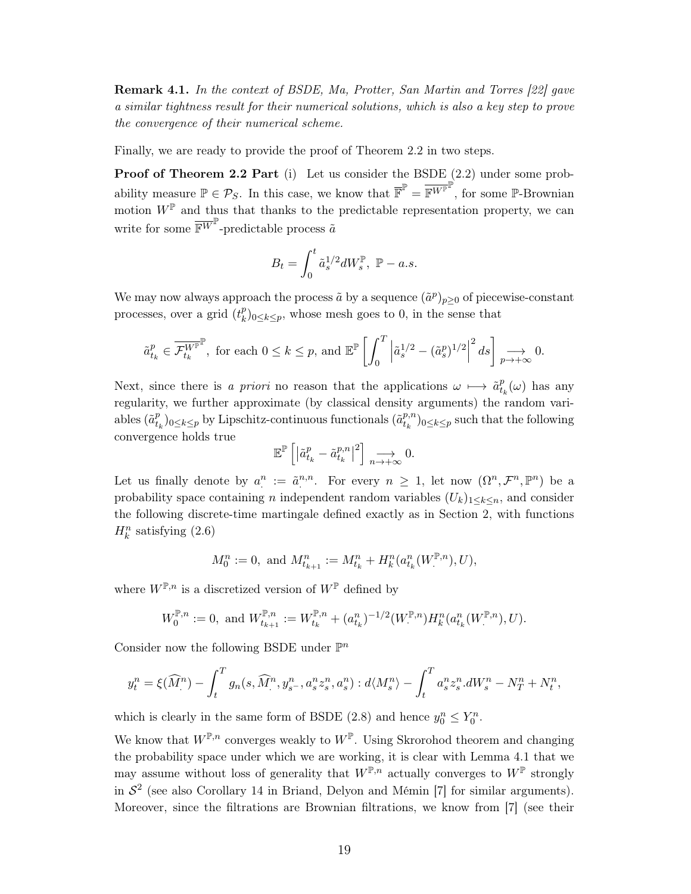**Remark 4.1.** *In the context of BSDE, Ma, Protter, San Martin and Torres [22] gave a similar tightness result for their numerical solutions, which is also a key step to prove the convergence of their numerical scheme.*

Finally, we are ready to provide the proof of Theorem 2.2 in two steps.

**Proof of Theorem 2.2 Part** (i) Let us consider the BSDE (2.2) under some probability measure $\mathbb{P} \in \mathcal{P}_S$. In this case, we know that $\overline{\mathbb{F}}^{\mathbb{P}} = \overline{\mathbb{F}^{W^{\mathbb{P}}}}^{\mathbb{P}}$, for some $\mathbb{P}$-Brownian motion $W^{\mathbb{P}}$ and thus that thanks to the predictable representation property, we can write for some $\overline{\mathbb{F}^{W}}^{\mathbb{P}}$-predictable process $\tilde{a}$

$$B_t = \int_0^t \tilde{a}_s^{1/2} dW_s^{\mathbb{P}}, \ \mathbb{P}-a.s.$$

We may now always approach the process $\tilde{a}$ by a sequence $(\tilde{a}^p)_{p\geq 0}$ of piecewise-constant processes, over a grid $(t_k^p)_{0\leq k\leq p}$, whose mesh goes to 0, in the sense that

$$\tilde{a}_{t_k}^p \in \overline{\mathcal{F}_{t_k}^{W^{\mathbb{P}}}}^{\mathbb{P}}, \text{ for each } 0\leq k\leq p, \text{ and } \mathbb{E}^{\mathbb{P}}\left[\int_0^T \left|\tilde{a}_s^{1/2} - (\tilde{a}_s^p)^{1/2}\right|^2 ds\right] \underset{p\to+\infty}{\longrightarrow} 0.$$

Next, since there is *a priori* no reason that the applications $\omega \longmapsto \tilde{a}_{t_k}^p(\omega)$ has any regularity, we further approximate (by classical density arguments) the random variables $(\tilde{a}_{t_k}^p)_{0\leq k\leq p}$ by Lipschitz-continuous functionals $(\tilde{a}_{t_k}^{p,n})_{0\leq k\leq p}$ such that the following convergence holds true

$$\mathbb{E}^{\mathbb{P}}\left[\left|\tilde{a}_{t_k}^p - \tilde{a}_{t_k}^{p,n}\right|^2\right] \underset{n\to+\infty}{\longrightarrow} 0.$$

Let us finally denote by $a_{\cdot}^n := \tilde{a}_{\cdot}^{n,n}$. For every $n\geq 1$, let now $(\Omega^n, \mathcal{F}^n, \mathbb{P}^n)$ be a probability space containing $n$ independent random variables $(U_k)_{1\leq k\leq n}$, and consider the following discrete-time martingale defined exactly as in Section 2, with functions $H_k^n$ satisfying (2.6)

$$M_0^n := 0, \text{ and } M_{t_{k+1}}^n := M_{t_k}^n + H_k^n(a_{t_k}^n(W_{\cdot}^{\mathbb{P},n}), U),$$

where $W^{\mathbb{P},n}$ is a discretized version of $W^{\mathbb{P}}$ defined by

$$W_0^{\mathbb{P},n} := 0, \text{ and } W_{t_{k+1}}^{\mathbb{P},n} := W_{t_k}^{\mathbb{P},n} + (a_{t_k}^n)^{-1/2}(W_{\cdot}^{\mathbb{P},n}) H_k^n(a_{t_k}^n(W_{\cdot}^{\mathbb{P},n}), U).$$

Consider now the following BSDE under $\mathbb{P}^n$

$$y_t^n = \xi(\widehat{M}_{\cdot}^n) - \int_t^T g_n(s, \widehat{M}_{\cdot}^n, y_{s^-}^n, a_s^n z_s^n, a_s^n) : d\langle M_s^n\rangle - \int_t^T a_s^n z_s^n . dW_s^n - N_T^n + N_t^n,$$

which is clearly in the same form of BSDE (2.8) and hence $y_0^n \leq Y_0^n$.

We know that $W^{\mathbb{P},n}$ converges weakly to $W^{\mathbb{P}}$. Using Skrorohod theorem and changing the probability space under which we are working, it is clear with Lemma 4.1 that we may assume without loss of generality that $W^{\mathbb{P},n}$ actually converges to $W^{\mathbb{P}}$ strongly in $\mathcal{S}^2$ (see also Corollary 14 in Briand, Delyon and Mémin [7] for similar arguments). Moreover, since the filtrations are Brownian filtrations, we know from [7] (see their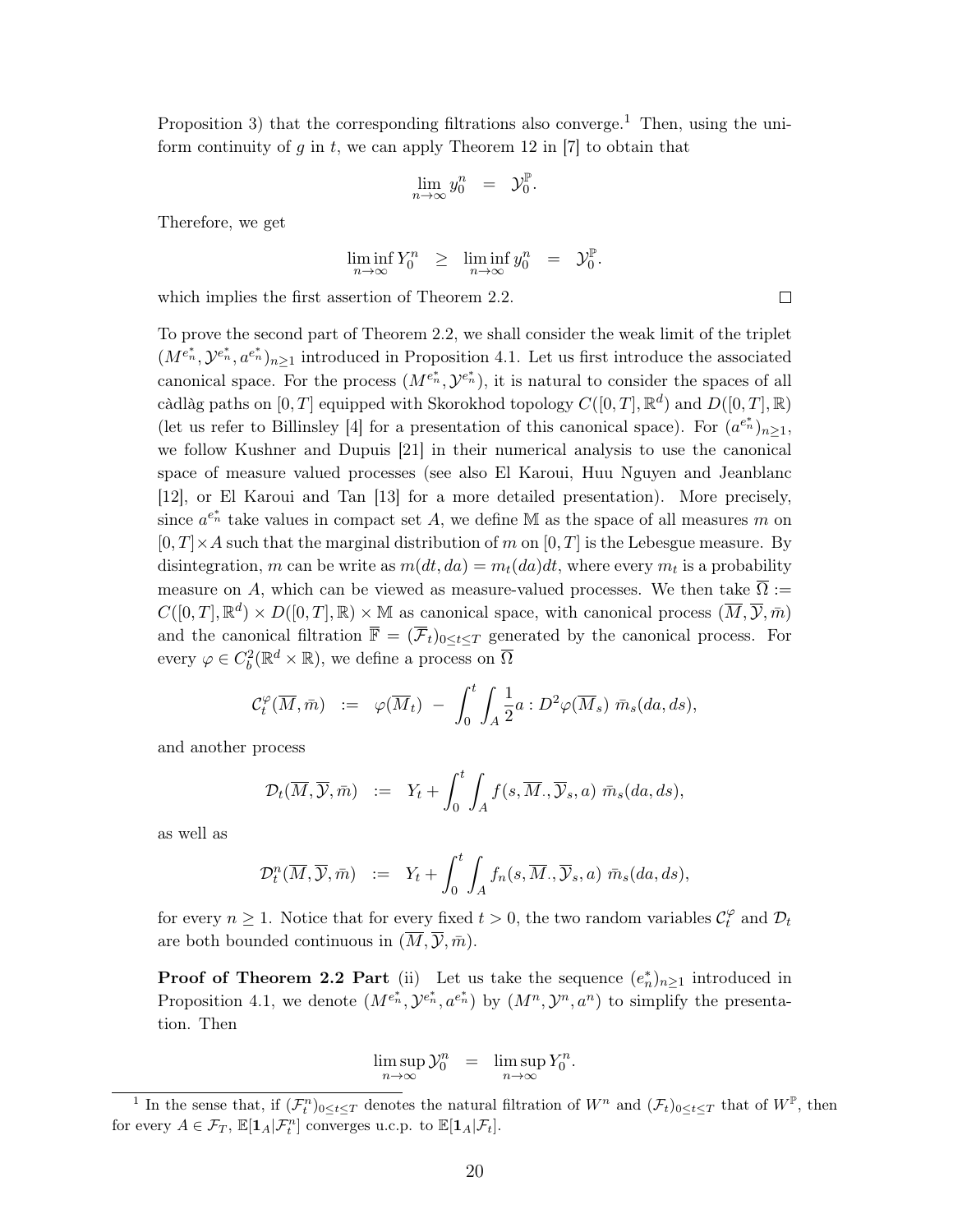Proposition 3) that the corresponding filtrations also converge.[1] Then, using the uniform continuity of $g$ in $t$, we can apply Theorem 12 in [7] to obtain that

$$\lim_{n\to\infty} y_0^n \;\; = \;\; \mathcal{Y}_0^{\mathbb{P}}.$$

Therefore, we get

$$\liminf_{n\to\infty} Y_0^n \;\; \geq \;\; \liminf_{n\to\infty} y_0^n \;\; = \;\; \mathcal{Y}_0^{\mathbb{P}}.$$

which implies the first assertion of Theorem 2.2. $\square$

To prove the second part of Theorem 2.2, we shall consider the weak limit of the triplet $(M^{e_n^*}, \mathcal{Y}^{e_n^*}, a^{e_n^*})_{n\geq 1}$ introduced in Proposition 4.1. Let us first introduce the associated canonical space. For the process $(M^{e_n^*}, \mathcal{Y}^{e_n^*})$, it is natural to consider the spaces of all càdlàg paths on $[0,T]$ equipped with Skorokhod topology $C([0,T],\mathbb{R}^d)$ and $D([0,T],\mathbb{R})$ (let us refer to Billinsley [4] for a presentation of this canonical space). For $(a^{e_n^*})_{n\geq 1}$, we follow Kushner and Dupuis [21] in their numerical analysis to use the canonical space of measure valued processes (see also El Karoui, Huu Nguyen and Jeanblanc [12], or El Karoui and Tan [13] for a more detailed presentation). More precisely, since $a^{e_n^*}$ take values in compact set $A$, we define $\mathbb{M}$ as the space of all measures $m$ on $[0,T]\times A$ such that the marginal distribution of $m$ on $[0,T]$ is the Lebesgue measure. By disintegration, $m$ can be write as $m(dt,da) = m_t(da)dt$, where every $m_t$ is a probability measure on $A$, which can be viewed as measure-valued processes. We then take $\overline{\Omega} := C([0,T],\mathbb{R}^d) \times D([0,T],\mathbb{R}) \times \mathbb{M}$ as canonical space, with canonical process $(\overline{M}, \overline{\mathcal{Y}}, \bar{m})$ and the canonical filtration $\overline{\mathbb{F}} = (\overline{\mathcal{F}}_t)_{0\leq t\leq T}$ generated by the canonical process. For every $\varphi \in C_b^2(\mathbb{R}^d\times\mathbb{R})$, we define a process on $\overline{\Omega}$

$$\mathcal{C}_t^{\varphi}(\overline{M}, \bar{m}) \;\; := \;\; \varphi(\overline{M}_t) \; - \; \int_0^t \int_A \frac{1}{2} a : D^2\varphi(\overline{M}_s) \; \bar{m}_s(da, ds),$$

and another process

$$\mathcal{D}_t(\overline{M}, \overline{\mathcal{Y}}, \bar{m}) \;\; := \;\; Y_t + \int_0^t \int_A f(s, \overline{M}_{\cdot}, \overline{\mathcal{Y}}_s, a) \; \bar{m}_s(da, ds),$$

as well as

$$\mathcal{D}_t^n(\overline{M}, \overline{\mathcal{Y}}, \bar{m}) \;\; := \;\; Y_t + \int_0^t \int_A f_n(s, \overline{M}_{\cdot}, \overline{\mathcal{Y}}_s, a) \; \bar{m}_s(da, ds),$$

for every $n \geq 1$. Notice that for every fixed $t > 0$, the two random variables $\mathcal{C}_t^{\varphi}$ and $\mathcal{D}_t$ are both bounded continuous in $(\overline{M}, \overline{\mathcal{Y}}, \bar{m})$.

**Proof of Theorem 2.2 Part** (ii) Let us take the sequence $(e_n^*)_{n\geq 1}$ introduced in Proposition 4.1, we denote $(M^{e_n^*}, \mathcal{Y}^{e_n^*}, a^{e_n^*})$ by $(M^n, \mathcal{Y}^n, a^n)$ to simplify the presentation. Then

$$\limsup_{n\to\infty} \mathcal{Y}_0^n \;\; = \;\; \limsup_{n\to\infty} Y_0^n.$$

[1] In the sense that, if $(\mathcal{F}_t^n)_{0\leq t\leq T}$ denotes the natural filtration of $W^n$ and $(\mathcal{F}_t)_{0\leq t\leq T}$ that of $W^{\mathbb{P}}$, then for every $A \in \mathcal{F}_T$, $\mathbb{E}[\mathbf{1}_A|\mathcal{F}_t^n]$ converges u.c.p. to $\mathbb{E}[\mathbf{1}_A|\mathcal{F}_t]$.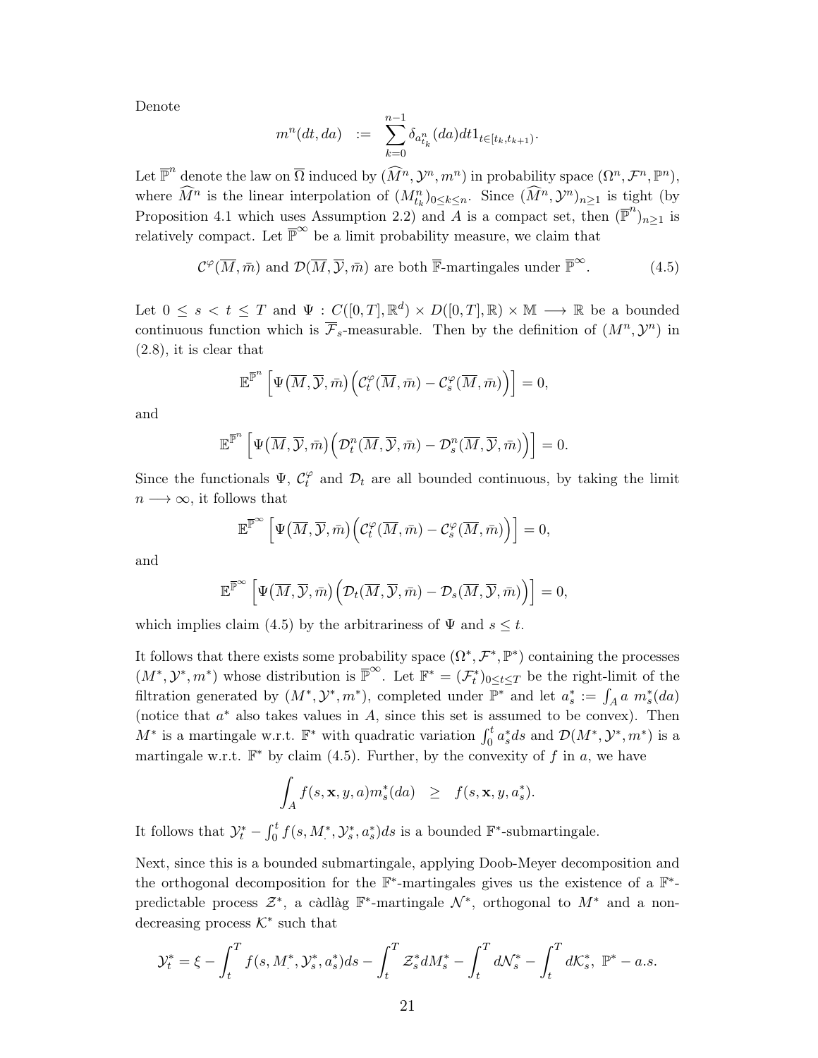Denote

$$m^n(dt,da) \;\; := \;\; \sum_{k=0}^{n-1} \delta_{a^n_{t_k}}(da)dt 1_{t\in[t_k,t_{k+1})}.$$

Let $\overline{\mathbb{P}}^n$ denote the law on $\overline{\Omega}$ induced by $(\widehat{M}^n, \mathcal{Y}^n, m^n)$ in probability space $(\Omega^n, \mathcal{F}^n, \mathbb{P}^n)$, where $\widehat{M}^n$ is the linear interpolation of $(M^n_{t_k})_{0\le k\le n}$. Since $(\widehat{M}^n, \mathcal{Y}^n)_{n\ge 1}$ is tight (by Proposition 4.1 which uses Assumption 2.2) and $A$ is a compact set, then $(\overline{\mathbb{P}}^n)_{n\ge1}$ is relatively compact. Let $\overline{\mathbb{P}}^\infty$ be a limit probability measure, we claim that

$$\mathcal{C}^\varphi(\overline{M},\bar{m}) \text{ and } \mathcal{D}(\overline{M},\overline{\mathcal{Y}},\bar{m}) \text{ are both } \overline{\mathbb{F}}\text{-martingales under } \overline{\mathbb{P}}^\infty. \tag{4.5}$$

Let $0 \le s < t \le T$ and $\Psi : C([0,T],\mathbb{R}^d) \times D([0,T],\mathbb{R}) \times \mathbb{M} \longrightarrow \mathbb{R}$ be a bounded continuous function which is $\overline{\mathcal{F}}_s$-measurable. Then by the definition of $(M^n, \mathcal{Y}^n)$ in (2.8), it is clear that

$$\mathbb{E}^{\overline{\mathbb{P}}^n}\Big[\Psi\big(\overline{M},\overline{\mathcal{Y}},\bar{m}\big)\Big(\mathcal{C}^\varphi_t(\overline{M},\bar{m}) - \mathcal{C}^\varphi_s(\overline{M},\bar{m})\Big)\Big] = 0,$$

and

$$\mathbb{E}^{\overline{\mathbb{P}}^n}\Big[\Psi\big(\overline{M},\overline{\mathcal{Y}},\bar{m}\big)\Big(\mathcal{D}^n_t(\overline{M},\overline{\mathcal{Y}},\bar{m}) - \mathcal{D}^n_s(\overline{M},\overline{\mathcal{Y}},\bar{m})\Big)\Big] = 0.$$

Since the functionals $\Psi$, $\mathcal{C}^\varphi_t$ and $\mathcal{D}_t$ are all bounded continuous, by taking the limit $n \longrightarrow \infty$, it follows that

$$\mathbb{E}^{\overline{\mathbb{P}}^\infty}\Big[\Psi\big(\overline{M},\overline{\mathcal{Y}},\bar{m}\big)\Big(\mathcal{C}^\varphi_t(\overline{M},\bar{m}) - \mathcal{C}^\varphi_s(\overline{M},\bar{m})\Big)\Big] = 0,$$

and

$$\mathbb{E}^{\overline{\mathbb{P}}^\infty}\Big[\Psi\big(\overline{M},\overline{\mathcal{Y}},\bar{m}\big)\Big(\mathcal{D}_t(\overline{M},\overline{\mathcal{Y}},\bar{m}) - \mathcal{D}_s(\overline{M},\overline{\mathcal{Y}},\bar{m})\Big)\Big] = 0,$$

which implies claim (4.5) by the arbitrariness of $\Psi$ and $s \le t$.

It follows that there exists some probability space $(\Omega^*, \mathcal{F}^*, \mathbb{P}^*)$ containing the processes $(M^*, \mathcal{Y}^*, m^*)$ whose distribution is $\overline{\mathbb{P}}^\infty$. Let $\mathbb{F}^* = (\mathcal{F}^*_t)_{0\le t\le T}$ be the right-limit of the filtration generated by $(M^*, \mathcal{Y}^*, m^*)$, completed under $\mathbb{P}^*$ and let $a^*_s := \int_A a \; m^*_s(da)$ (notice that $a^*$ also takes values in $A$, since this set is assumed to be convex). Then $M^*$ is a martingale w.r.t. $\mathbb{F}^*$ with quadratic variation $\int_0^t a^*_s ds$ and $\mathcal{D}(M^*, \mathcal{Y}^*, m^*)$ is a martingale w.r.t. $\mathbb{F}^*$ by claim (4.5). Further, by the convexity of $f$ in $a$, we have

$$\int_A f(s,\mathbf{x},y,a)m^*_s(da) \;\;\ge\;\; f(s,\mathbf{x},y,a^*_s).$$

It follows that $\mathcal{Y}^*_t - \int_0^t f(s, M^*_\cdot, \mathcal{Y}^*_s, a^*_s)ds$ is a bounded $\mathbb{F}^*$-submartingale.

Next, since this is a bounded submartingale, applying Doob-Meyer decomposition and the orthogonal decomposition for the $\mathbb{F}^*$-martingales gives us the existence of a $\mathbb{F}^*$-predictable process $\mathcal{Z}^*$, a càdlàg $\mathbb{F}^*$-martingale $\mathcal{N}^*$, orthogonal to $M^*$ and a non-decreasing process $\mathcal{K}^*$ such that

$$\mathcal{Y}^*_t = \xi - \int_t^T f(s, M^*_\cdot, \mathcal{Y}^*_s, a^*_s)ds - \int_t^T \mathcal{Z}^*_s dM^*_s - \int_t^T d\mathcal{N}^*_s - \int_t^T d\mathcal{K}^*_s, \;\; \mathbb{P}^* - a.s.$$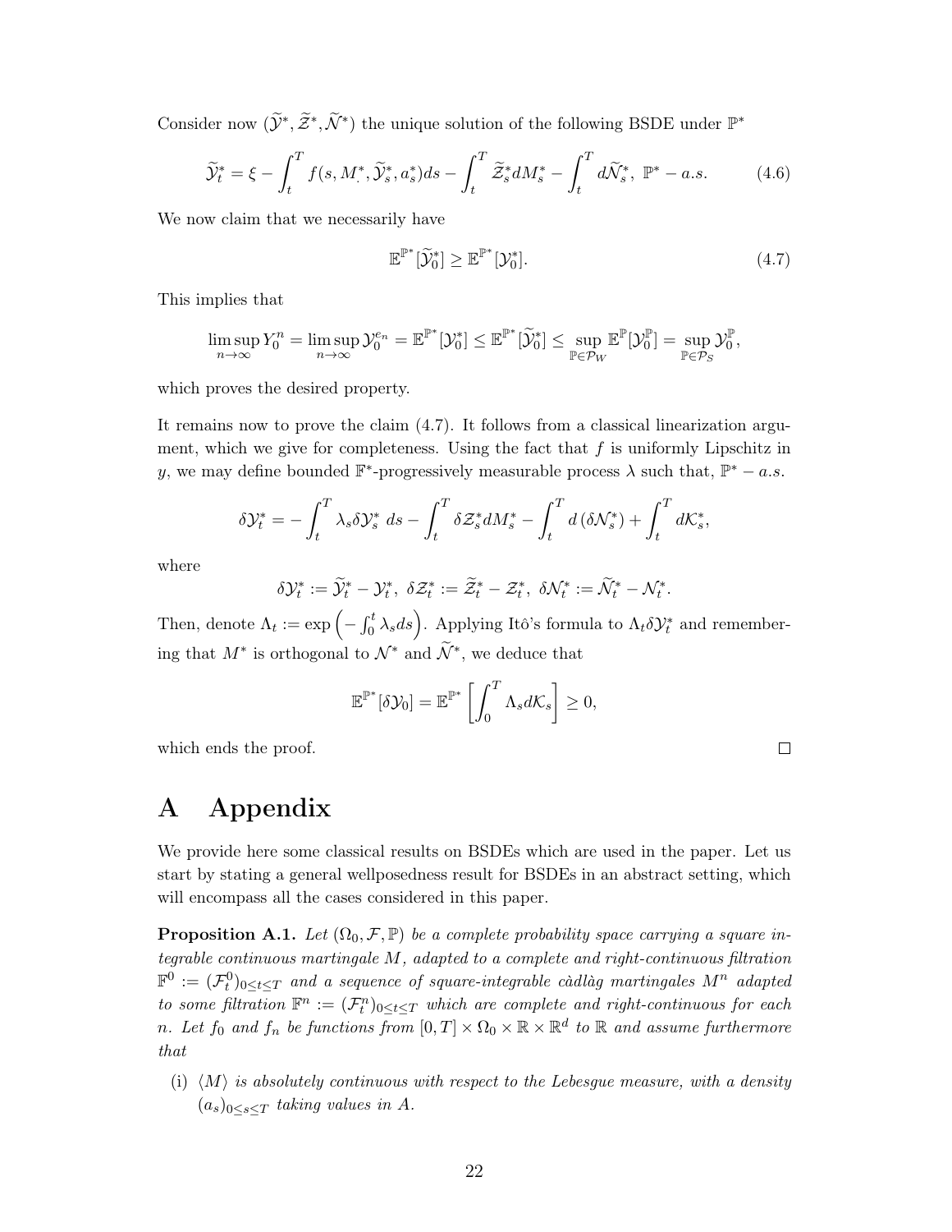Consider now $(\widetilde{\mathcal{Y}}^*, \widetilde{\mathcal{Z}}^*, \widetilde{\mathcal{N}}^*)$ the unique solution of the following BSDE under $\mathbb{P}^*$

$$\widetilde{\mathcal{Y}}^*_t = \xi - \int_t^T f(s, M^*_\cdot, \widetilde{\mathcal{Y}}^*_s, a^*_s) ds - \int_t^T \widetilde{\mathcal{Z}}^*_s dM^*_s - \int_t^T d\widetilde{\mathcal{N}}^*_s, \ \mathbb{P}^* - a.s. \tag{4.6}$$

We now claim that we necessarily have

$$\mathbb{E}^{\mathbb{P}^*}[\widetilde{\mathcal{Y}}^*_0] \geq \mathbb{E}^{\mathbb{P}^*}[\mathcal{Y}^*_0]. \tag{4.7}$$

This implies that

$$\limsup_{n\to\infty} Y^n_0 = \limsup_{n\to\infty} \mathcal{Y}^{e_n}_0 = \mathbb{E}^{\mathbb{P}^*}[\mathcal{Y}^*_0] \leq \mathbb{E}^{\mathbb{P}^*}[\widetilde{\mathcal{Y}}^*_0] \leq \sup_{\mathbb{P}\in\mathcal{P}_W} \mathbb{E}^{\mathbb{P}}[\mathcal{Y}^{\mathbb{P}}_0] = \sup_{\mathbb{P}\in\mathcal{P}_S} \mathcal{Y}^{\mathbb{P}}_0,$$

which proves the desired property.

It remains now to prove the claim (4.7). It follows from a classical linearization argument, which we give for completeness. Using the fact that $f$ is uniformly Lipschitz in $y$, we may define bounded $\mathbb{F}^*$-progressively measurable process $\lambda$ such that, $\mathbb{P}^* - a.s.$

$$\delta\mathcal{Y}^*_t = -\int_t^T \lambda_s \delta\mathcal{Y}^*_s \ ds - \int_t^T \delta\mathcal{Z}^*_s dM^*_s - \int_t^T d\left(\delta\mathcal{N}^*_s\right) + \int_t^T d\mathcal{K}^*_s,$$

where

$$\delta\mathcal{Y}^*_t := \widetilde{\mathcal{Y}}^*_t - \mathcal{Y}^*_t, \ \delta\mathcal{Z}^*_t := \widetilde{\mathcal{Z}}^*_t - \mathcal{Z}^*_t, \ \delta\mathcal{N}^*_t := \widetilde{\mathcal{N}}^*_t - \mathcal{N}^*_t.$$

Then, denote $\Lambda_t := \exp\left(-\int_0^t \lambda_s ds\right)$. Applying Itô's formula to $\Lambda_t \delta\mathcal{Y}^*_t$ and remembering that $M^*$ is orthogonal to $\mathcal{N}^*$ and $\widetilde{\mathcal{N}}^*$, we deduce that

$$\mathbb{E}^{\mathbb{P}^*}[\delta\mathcal{Y}_0] = \mathbb{E}^{\mathbb{P}^*}\left[\int_0^T \Lambda_s d\mathcal{K}_s\right] \geq 0,$$

which ends the proof. □

# A Appendix

We provide here some classical results on BSDEs which are used in the paper. Let us start by stating a general wellposedness result for BSDEs in an abstract setting, which will encompass all the cases considered in this paper.

**Proposition A.1.** *Let $(\Omega_0, \mathcal{F}, \mathbb{P})$ be a complete probability space carrying a square integrable continuous martingale $M$, adapted to a complete and right-continuous filtration $\mathbb{F}^0 := (\mathcal{F}^0_t)_{0\leq t\leq T}$ and a sequence of square-integrable càdlàg martingales $M^n$ adapted to some filtration $\mathbb{F}^n := (\mathcal{F}^n_t)_{0\leq t\leq T}$ which are complete and right-continuous for each $n$. Let $f_0$ and $f_n$ be functions from $[0,T]\times\Omega_0\times\mathbb{R}\times\mathbb{R}^d$ to $\mathbb{R}$ and assume furthermore that*

- (i) *$\langle M\rangle$ is absolutely continuous with respect to the Lebesgue measure, with a density $(a_s)_{0\leq s\leq T}$ taking values in $A$.*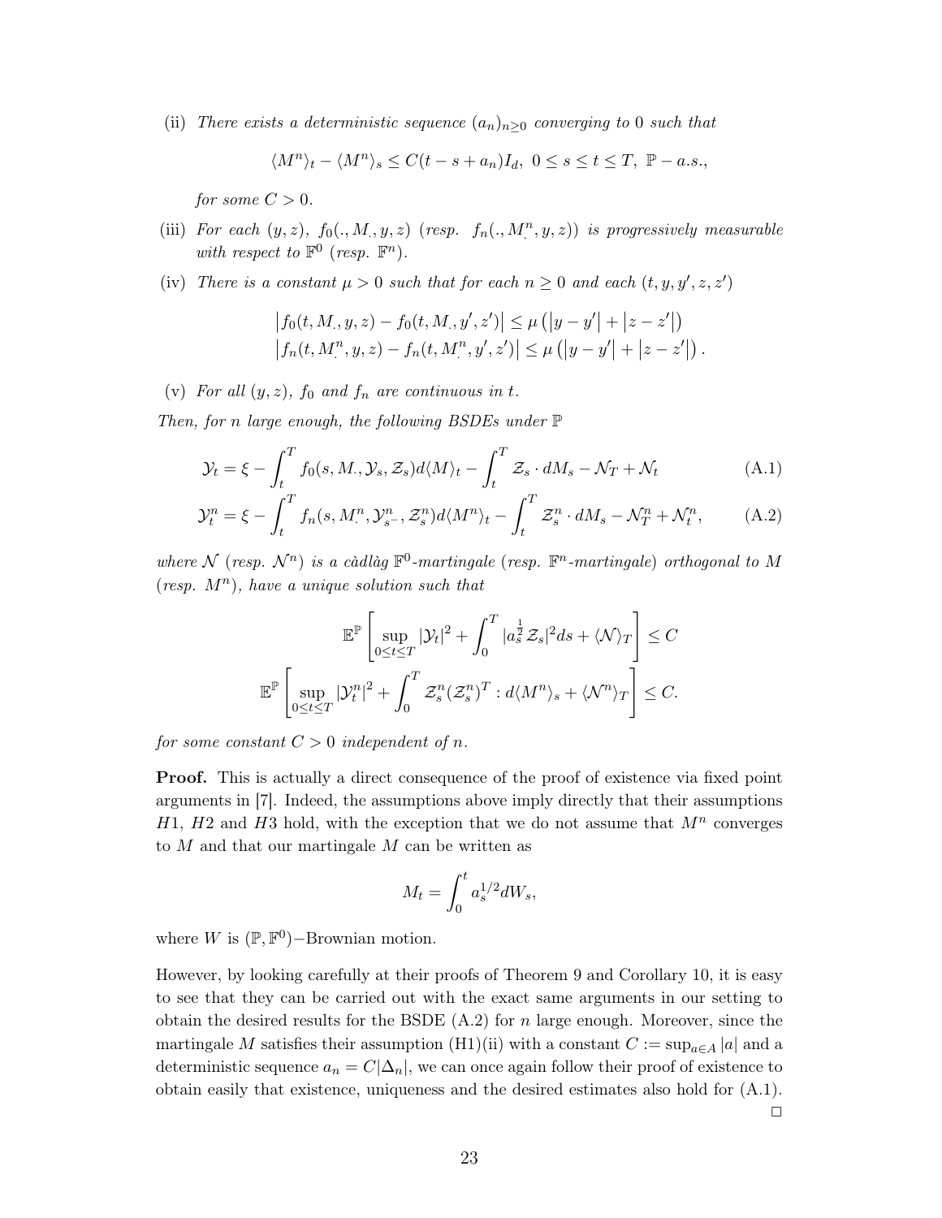(ii) *There exists a deterministic sequence $(a_n)_{n\geq 0}$ converging to $0$ such that*

$$\langle M^n\rangle_t - \langle M^n\rangle_s \leq C(t-s+a_n)I_d,\ 0\leq s\leq t\leq T,\ \mathbb{P}-a.s.,$$

*for some $C>0$.*

(iii) *For each $(y,z)$, $f_0(.,M_.,y,z)$ (resp. $f_n(.,M^n_.,y,z)$) is progressively measurable with respect to $\mathbb{F}^0$ (resp. $\mathbb{F}^n$).*

(iv) *There is a constant $\mu>0$ such that for each $n\geq 0$ and each $(t,y,y',z,z')$*

$$\begin{aligned}
&\left|f_0(t,M_.,y,z)-f_0(t,M_.,y',z')\right| \leq \mu\left(\left|y-y'\right|+\left|z-z'\right|\right)\\
&\left|f_n(t,M^n_.,y,z)-f_n(t,M^n_.,y',z')\right| \leq \mu\left(\left|y-y'\right|+\left|z-z'\right|\right).
\end{aligned}$$

(v) *For all $(y,z)$, $f_0$ and $f_n$ are continuous in $t$.*

*Then, for n large enough, the following BSDEs under $\mathbb{P}$*

$$\mathcal{Y}_t = \xi - \int_t^T f_0(s,M_.,\mathcal{Y}_s,\mathcal{Z}_s)d\langle M\rangle_t - \int_t^T \mathcal{Z}_s\cdot dM_s - \mathcal{N}_T + \mathcal{N}_t \tag{A.1}$$

$$\mathcal{Y}^n_t = \xi - \int_t^T f_n(s,M^n_.,\mathcal{Y}^n_{s^-},\mathcal{Z}^n_s)d\langle M^n\rangle_t - \int_t^T \mathcal{Z}^n_s\cdot dM_s - \mathcal{N}^n_T + \mathcal{N}^n_t, \tag{A.2}$$

*where $\mathcal{N}$ (resp. $\mathcal{N}^n$) is a càdlàg $\mathbb{F}^0$-martingale (resp. $\mathbb{F}^n$-martingale) orthogonal to $M$ (resp. $M^n$), have a unique solution such that*

$$\mathbb{E}^{\mathbb{P}}\left[\sup_{0\leq t\leq T}|\mathcal{Y}_t|^2 + \int_0^T |a_s^{\frac{1}{2}}\mathcal{Z}_s|^2ds + \langle\mathcal{N}\rangle_T\right] \leq C$$

$$\mathbb{E}^{\mathbb{P}}\left[\sup_{0\leq t\leq T}|\mathcal{Y}^n_t|^2 + \int_0^T \mathcal{Z}^n_s(\mathcal{Z}^n_s)^T : d\langle M^n\rangle_s + \langle\mathcal{N}^n\rangle_T\right] \leq C.$$

*for some constant $C>0$ independent of $n$.*

**Proof.** This is actually a direct consequence of the proof of existence via fixed point arguments in [7]. Indeed, the assumptions above imply directly that their assumptions $H1$, $H2$ and $H3$ hold, with the exception that we do not assume that $M^n$ converges to $M$ and that our martingale $M$ can be written as

$$M_t = \int_0^t a_s^{1/2}dW_s,$$

where $W$ is $(\mathbb{P},\mathbb{F}^0)-$Brownian motion.

However, by looking carefully at their proofs of Theorem 9 and Corollary 10, it is easy to see that they can be carried out with the exact same arguments in our setting to obtain the desired results for the BSDE (A.2) for $n$ large enough. Moreover, since the martingale $M$ satisfies their assumption (H1)(ii) with a constant $C:=\sup_{a\in A}|a|$ and a deterministic sequence $a_n = C|\Delta_n|$, we can once again follow their proof of existence to obtain easily that existence, uniqueness and the desired estimates also hold for (A.1).
□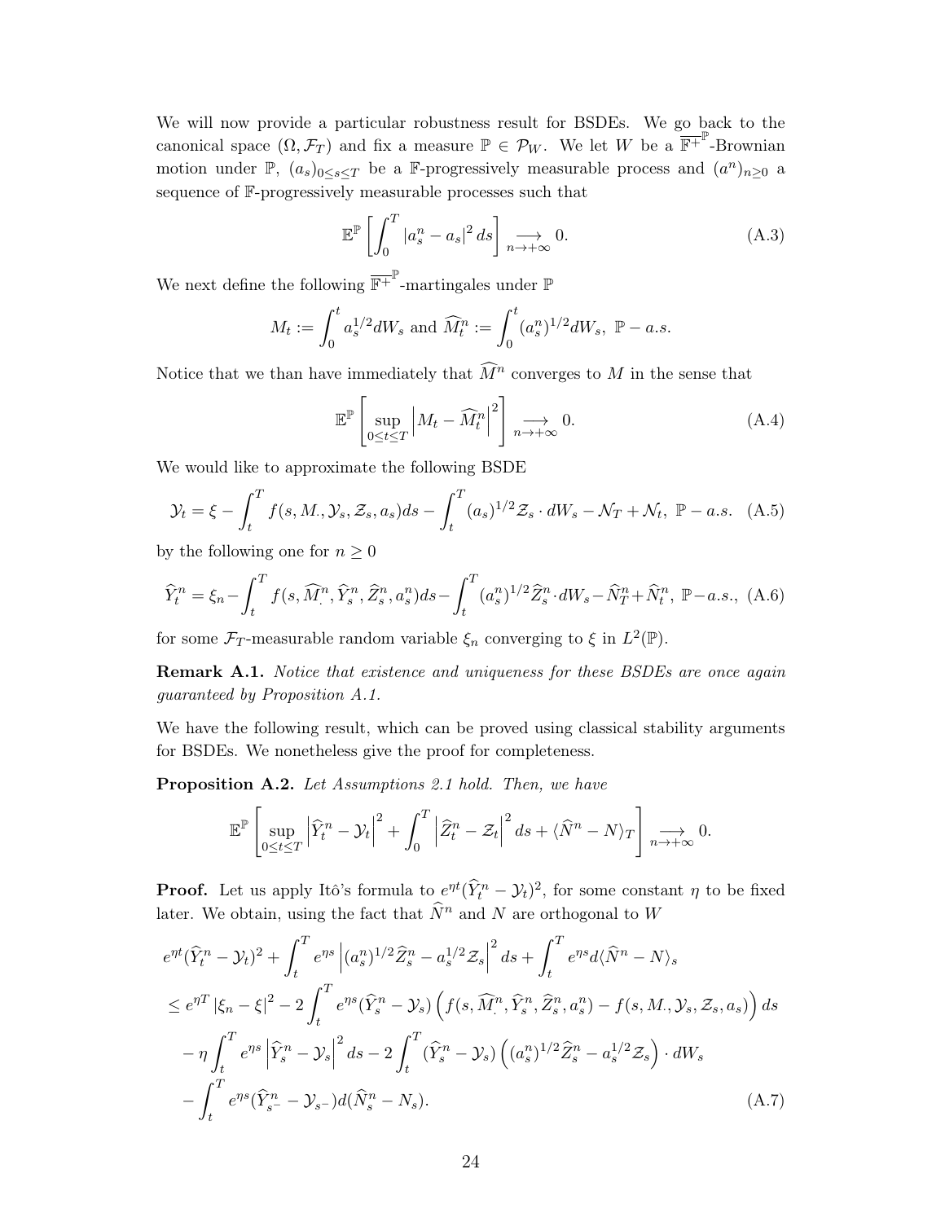We will now provide a particular robustness result for BSDEs. We go back to the canonical space $(\Omega, \mathcal{F}_T)$ and fix a measure $\mathbb{P} \in \mathcal{P}_W$. We let $W$ be a $\overline{\mathbb{F}^+}^{\mathbb{P}}$-Brownian motion under $\mathbb{P}$, $(a_s)_{0\leq s\leq T}$ be a $\mathbb{F}$-progressively measurable process and $(a^n)_{n\geq 0}$ a sequence of $\mathbb{F}$-progressively measurable processes such that

$$\mathbb{E}^{\mathbb{P}}\left[\int_0^T |a_s^n - a_s|^2\, ds\right] \underset{n\to+\infty}{\longrightarrow} 0. \tag{A.3}$$

We next define the following $\overline{\mathbb{F}^+}^{\mathbb{P}}$-martingales under $\mathbb{P}$

$$M_t := \int_0^t a_s^{1/2} dW_s \text{ and } \widehat{M}_t^n := \int_0^t (a_s^n)^{1/2} dW_s,\ \mathbb{P}-a.s.$$

Notice that we than have immediately that $\widehat{M}^n$ converges to $M$ in the sense that

$$\mathbb{E}^{\mathbb{P}}\left[\sup_{0\leq t\leq T}\left|M_t - \widehat{M}_t^n\right|^2\right] \underset{n\to+\infty}{\longrightarrow} 0. \tag{A.4}$$

We would like to approximate the following BSDE

$$\mathcal{Y}_t = \xi - \int_t^T f(s, M_\cdot, \mathcal{Y}_s, \mathcal{Z}_s, a_s) ds - \int_t^T (a_s)^{1/2} \mathcal{Z}_s \cdot dW_s - \mathcal{N}_T + \mathcal{N}_t,\ \mathbb{P}-a.s. \tag{A.5}$$

by the following one for $n \geq 0$

$$\widehat{Y}_t^n = \xi_n - \int_t^T f(s, \widehat{M}_\cdot^n, \widehat{Y}_s^n, \widehat{Z}_s^n, a_s^n) ds - \int_t^T (a_s^n)^{1/2} \widehat{Z}_s^n \cdot dW_s - \widehat{N}_T^n + \widehat{N}_t^n,\ \mathbb{P}-a.s., \tag{A.6}$$

for some $\mathcal{F}_T$-measurable random variable $\xi_n$ converging to $\xi$ in $L^2(\mathbb{P})$.

**Remark A.1.** *Notice that existence and uniqueness for these BSDEs are once again guaranteed by Proposition A.1.*

We have the following result, which can be proved using classical stability arguments for BSDEs. We nonetheless give the proof for completeness.

**Proposition A.2.** *Let Assumptions 2.1 hold. Then, we have*

$$\mathbb{E}^{\mathbb{P}}\left[\sup_{0\leq t\leq T}\left|\widehat{Y}_t^n - \mathcal{Y}_t\right|^2 + \int_0^T \left|\widehat{Z}_t^n - \mathcal{Z}_t\right|^2 ds + \langle \widehat{N}^n - N\rangle_T\right] \underset{n\to+\infty}{\longrightarrow} 0.$$

**Proof.** Let us apply Itô's formula to $e^{\eta t}(\widehat{Y}_t^n - \mathcal{Y}_t)^2$, for some constant $\eta$ to be fixed later. We obtain, using the fact that $\widehat{N}^n$ and $N$ are orthogonal to $W$

$$\begin{aligned}
&e^{\eta t}(\widehat{Y}_t^n - \mathcal{Y}_t)^2 + \int_t^T e^{\eta s}\left|(a_s^n)^{1/2}\widehat{Z}_s^n - a_s^{1/2}\mathcal{Z}_s\right|^2 ds + \int_t^T e^{\eta s} d\langle \widehat{N}^n - N\rangle_s \\
&\leq e^{\eta T}|\xi_n - \xi|^2 - 2\int_t^T e^{\eta s}(\widehat{Y}_s^n - \mathcal{Y}_s)\left(f(s, \widehat{M}_\cdot^n, \widehat{Y}_s^n, \widehat{Z}_s^n, a_s^n) - f(s, M_\cdot, \mathcal{Y}_s, \mathcal{Z}_s, a_s)\right) ds \\
&\quad - \eta\int_t^T e^{\eta s}\left|\widehat{Y}_s^n - \mathcal{Y}_s\right|^2 ds - 2\int_t^T (\widehat{Y}_s^n - \mathcal{Y}_s)\left((a_s^n)^{1/2}\widehat{Z}_s^n - a_s^{1/2}\mathcal{Z}_s\right)\cdot dW_s \\
&\quad - \int_t^T e^{\eta s}(\widehat{Y}_{s^-}^n - \mathcal{Y}_{s^-}) d(\widehat{N}_s^n - N_s).
\end{aligned} \tag{A.7}$$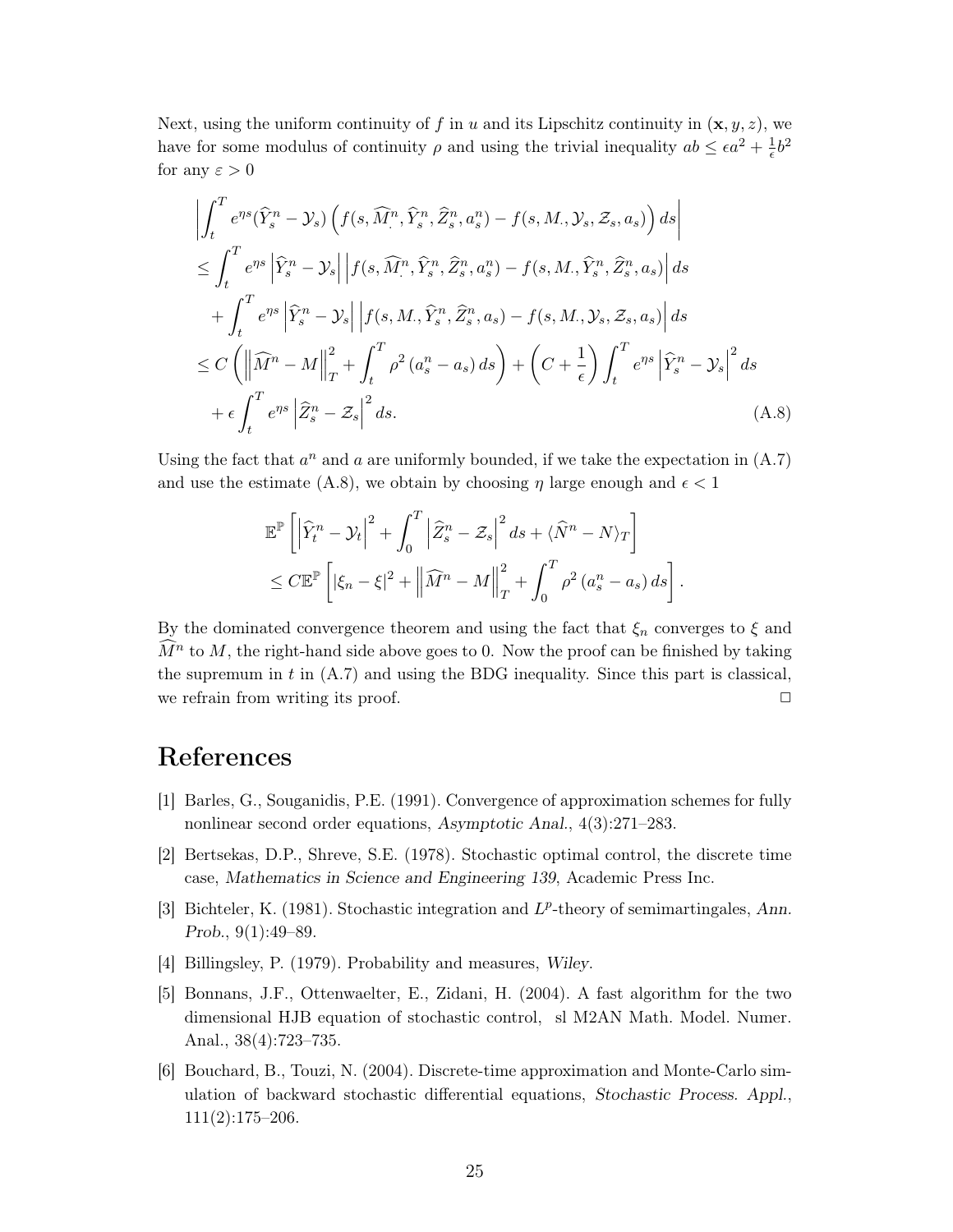Next, using the uniform continuity of $f$ in $u$ and its Lipschitz continuity in $(\mathbf{x}, y, z)$, we have for some modulus of continuity $\rho$ and using the trivial inequality $ab \leq \epsilon a^2 + \frac{1}{\epsilon} b^2$ for any $\varepsilon > 0$

$$
\begin{aligned}
&\left| \int_t^T e^{\eta s} (\widehat{Y}_s^n - \mathcal{Y}_s) \left( f(s, \widehat{M}_\cdot^n, \widehat{Y}_s^n, \widehat{Z}_s^n, a_s^n) - f(s, M_\cdot, \mathcal{Y}_s, \mathcal{Z}_s, a_s) \right) ds \right| \\
&\leq \int_t^T e^{\eta s} \left| \widehat{Y}_s^n - \mathcal{Y}_s \right| \left| f(s, \widehat{M}_\cdot^n, \widehat{Y}_s^n, \widehat{Z}_s^n, a_s^n) - f(s, M_\cdot, \widehat{Y}_s^n, \widehat{Z}_s^n, a_s) \right| ds \\
&\quad + \int_t^T e^{\eta s} \left| \widehat{Y}_s^n - \mathcal{Y}_s \right| \left| f(s, M_\cdot, \widehat{Y}_s^n, \widehat{Z}_s^n, a_s) - f(s, M_\cdot, \mathcal{Y}_s, \mathcal{Z}_s, a_s) \right| ds \\
&\leq C \left( \left\| \widehat{M}^n - M \right\|_T^2 + \int_t^T \rho^2 \left( a_s^n - a_s \right) ds \right) + \left( C + \frac{1}{\epsilon} \right) \int_t^T e^{\eta s} \left| \widehat{Y}_s^n - \mathcal{Y}_s \right|^2 ds \\
&\quad + \epsilon \int_t^T e^{\eta s} \left| \widehat{Z}_s^n - \mathcal{Z}_s \right|^2 ds. \qquad \text{(A.8)}
\end{aligned}
$$

Using the fact that $a^n$ and $a$ are uniformly bounded, if we take the expectation in (A.7) and use the estimate (A.8), we obtain by choosing $\eta$ large enough and $\epsilon < 1$

$$
\begin{aligned}
&\mathbb{E}^{\mathbb{P}} \left[ \left| \widehat{Y}_t^n - \mathcal{Y}_t \right|^2 + \int_0^T \left| \widehat{Z}_s^n - \mathcal{Z}_s \right|^2 ds + \langle \widehat{N}^n - N \rangle_T \right] \\
&\leq C \mathbb{E}^{\mathbb{P}} \left[ |\xi_n - \xi|^2 + \left\| \widehat{M}^n - M \right\|_T^2 + \int_0^T \rho^2 \left( a_s^n - a_s \right) ds \right].
\end{aligned}
$$

By the dominated convergence theorem and using the fact that $\xi_n$ converges to $\xi$ and $\widehat{M}^n$ to $M$, the right-hand side above goes to 0. Now the proof can be finished by taking the supremum in $t$ in (A.7) and using the BDG inequality. Since this part is classical, we refrain from writing its proof. □

# References

[1] Barles, G., Souganidis, P.E. (1991). Convergence of approximation schemes for fully nonlinear second order equations, *Asymptotic Anal.*, 4(3):271–283.

[2] Bertsekas, D.P., Shreve, S.E. (1978). Stochastic optimal control, the discrete time case, *Mathematics in Science and Engineering 139*, Academic Press Inc.

[3] Bichteler, K. (1981). Stochastic integration and $L^p$-theory of semimartingales, *Ann. Prob.*, 9(1):49–89.

[4] Billingsley, P. (1979). Probability and measures, *Wiley*.

[5] Bonnans, J.F., Ottenwaelter, E., Zidani, H. (2004). A fast algorithm for the two dimensional HJB equation of stochastic control, sl M2AN Math. Model. Numer. Anal., 38(4):723–735.

[6] Bouchard, B., Touzi, N. (2004). Discrete-time approximation and Monte-Carlo simulation of backward stochastic differential equations, *Stochastic Process. Appl.*, 111(2):175–206.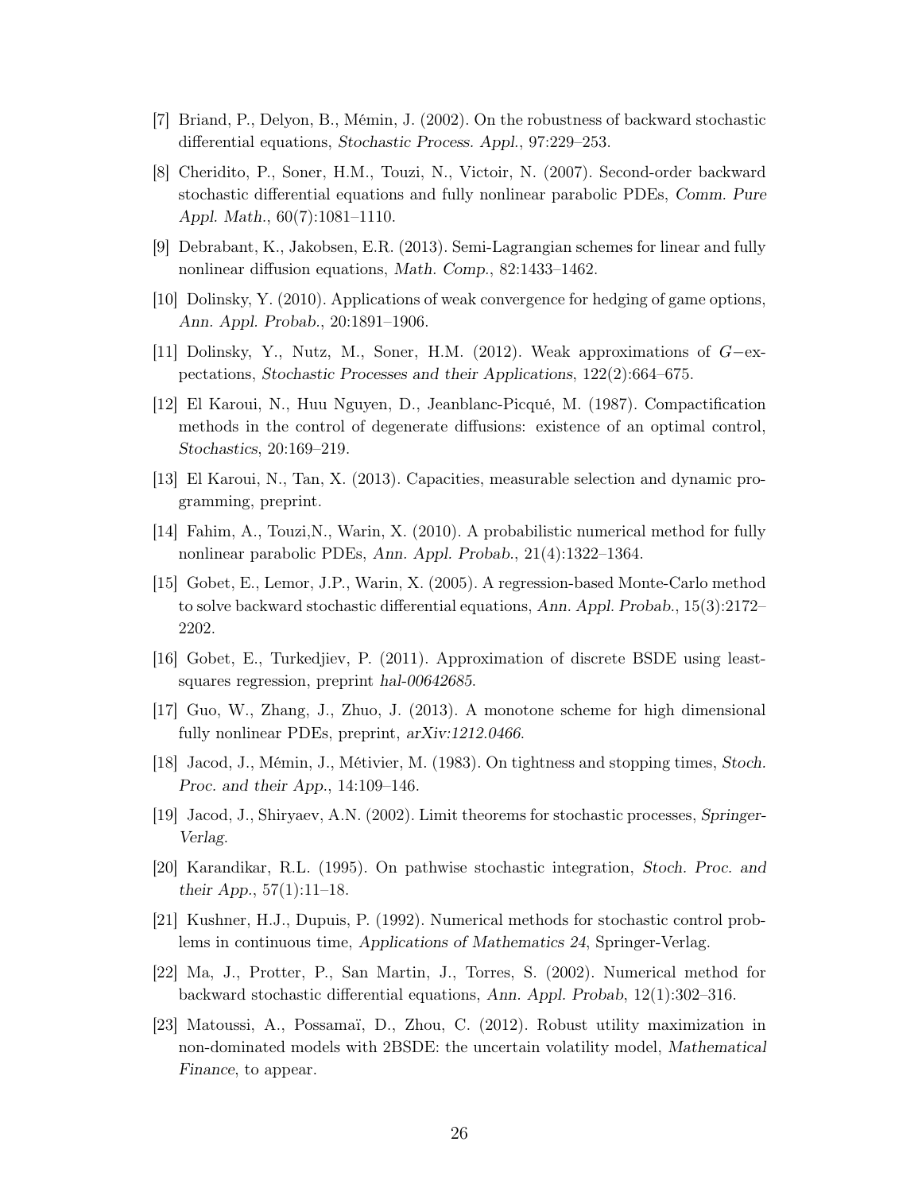[7] Briand, P., Delyon, B., Mémin, J. (2002). On the robustness of backward stochastic differential equations, *Stochastic Process. Appl.*, 97:229–253.

[8] Cheridito, P., Soner, H.M., Touzi, N., Victoir, N. (2007). Second-order backward stochastic differential equations and fully nonlinear parabolic PDEs, *Comm. Pure Appl. Math.*, 60(7):1081–1110.

[9] Debrabant, K., Jakobsen, E.R. (2013). Semi-Lagrangian schemes for linear and fully nonlinear diffusion equations, *Math. Comp.*, 82:1433–1462.

[10] Dolinsky, Y. (2010). Applications of weak convergence for hedging of game options, *Ann. Appl. Probab.*, 20:1891–1906.

[11] Dolinsky, Y., Nutz, M., Soner, H.M. (2012). Weak approximations of $G-$expectations, *Stochastic Processes and their Applications*, 122(2):664–675.

[12] El Karoui, N., Huu Nguyen, D., Jeanblanc-Picqué, M. (1987). Compactification methods in the control of degenerate diffusions: existence of an optimal control, *Stochastics*, 20:169–219.

[13] El Karoui, N., Tan, X. (2013). Capacities, measurable selection and dynamic programming, preprint.

[14] Fahim, A., Touzi,N., Warin, X. (2010). A probabilistic numerical method for fully nonlinear parabolic PDEs, *Ann. Appl. Probab.*, 21(4):1322–1364.

[15] Gobet, E., Lemor, J.P., Warin, X. (2005). A regression-based Monte-Carlo method to solve backward stochastic differential equations, *Ann. Appl. Probab.*, 15(3):2172–2202.

[16] Gobet, E., Turkedjiev, P. (2011). Approximation of discrete BSDE using least-squares regression, preprint *hal-00642685*.

[17] Guo, W., Zhang, J., Zhuo, J. (2013). A monotone scheme for high dimensional fully nonlinear PDEs, preprint, *arXiv:1212.0466*.

[18] Jacod, J., Mémin, J., Métivier, M. (1983). On tightness and stopping times, *Stoch. Proc. and their App.*, 14:109–146.

[19] Jacod, J., Shiryaev, A.N. (2002). Limit theorems for stochastic processes, *Springer-Verlag*.

[20] Karandikar, R.L. (1995). On pathwise stochastic integration, *Stoch. Proc. and their App.*, 57(1):11–18.

[21] Kushner, H.J., Dupuis, P. (1992). Numerical methods for stochastic control problems in continuous time, *Applications of Mathematics 24*, Springer-Verlag.

[22] Ma, J., Protter, P., San Martin, J., Torres, S. (2002). Numerical method for backward stochastic differential equations, *Ann. Appl. Probab*, 12(1):302–316.

[23] Matoussi, A., Possamaï, D., Zhou, C. (2012). Robust utility maximization in non-dominated models with 2BSDE: the uncertain volatility model, *Mathematical Finance*, to appear.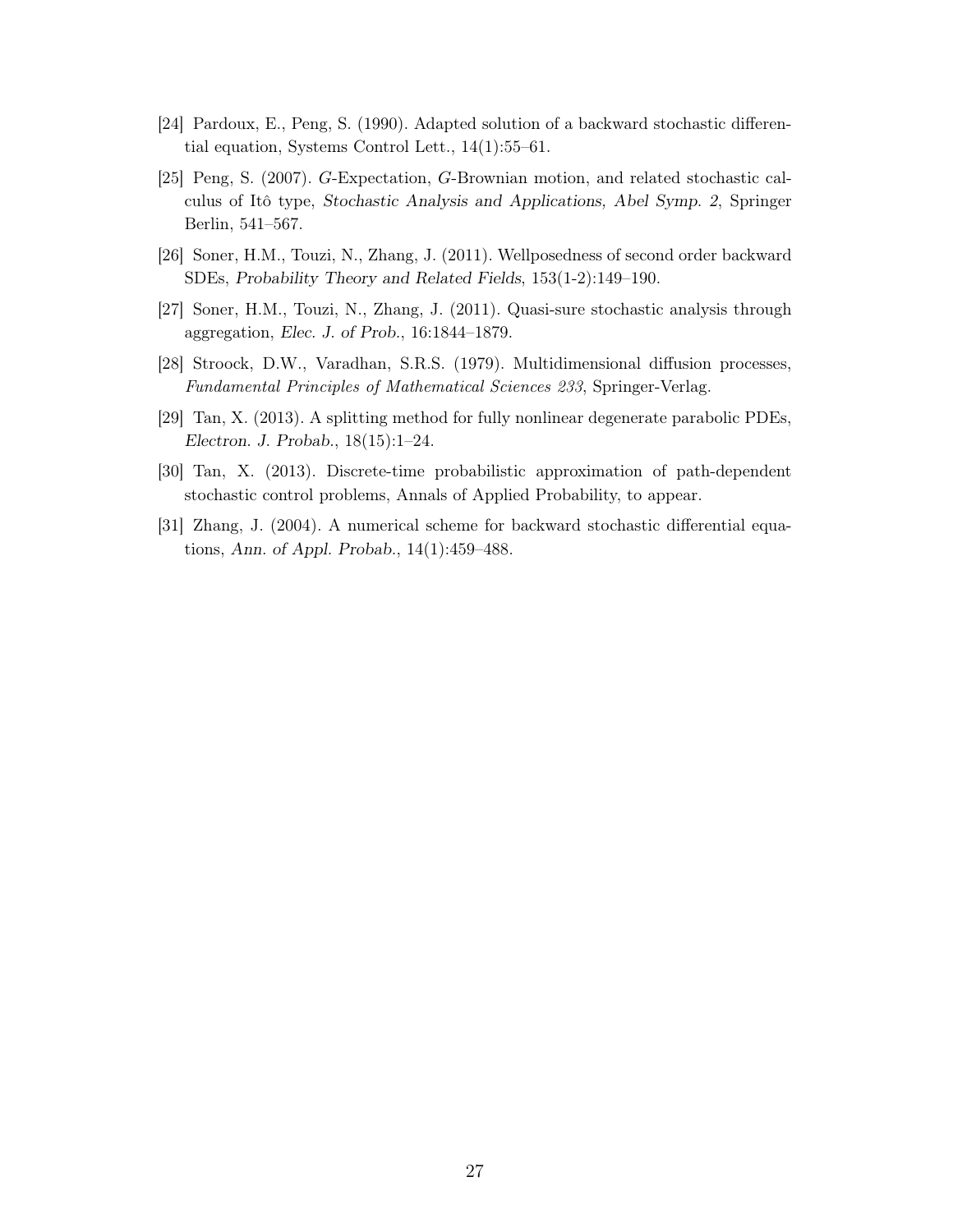[24] Pardoux, E., Peng, S. (1990). Adapted solution of a backward stochastic differential equation, Systems Control Lett., 14(1):55–61.

[25] Peng, S. (2007). *G*-Expectation, *G*-Brownian motion, and related stochastic calculus of Itô type, *Stochastic Analysis and Applications, Abel Symp. 2*, Springer Berlin, 541–567.

[26] Soner, H.M., Touzi, N., Zhang, J. (2011). Wellposedness of second order backward SDEs, *Probability Theory and Related Fields*, 153(1-2):149–190.

[27] Soner, H.M., Touzi, N., Zhang, J. (2011). Quasi-sure stochastic analysis through aggregation, *Elec. J. of Prob.*, 16:1844–1879.

[28] Stroock, D.W., Varadhan, S.R.S. (1979). Multidimensional diffusion processes, *Fundamental Principles of Mathematical Sciences 233*, Springer-Verlag.

[29] Tan, X. (2013). A splitting method for fully nonlinear degenerate parabolic PDEs, *Electron. J. Probab.*, 18(15):1–24.

[30] Tan, X. (2013). Discrete-time probabilistic approximation of path-dependent stochastic control problems, Annals of Applied Probability, to appear.

[31] Zhang, J. (2004). A numerical scheme for backward stochastic differential equations, *Ann. of Appl. Probab.*, 14(1):459–488.